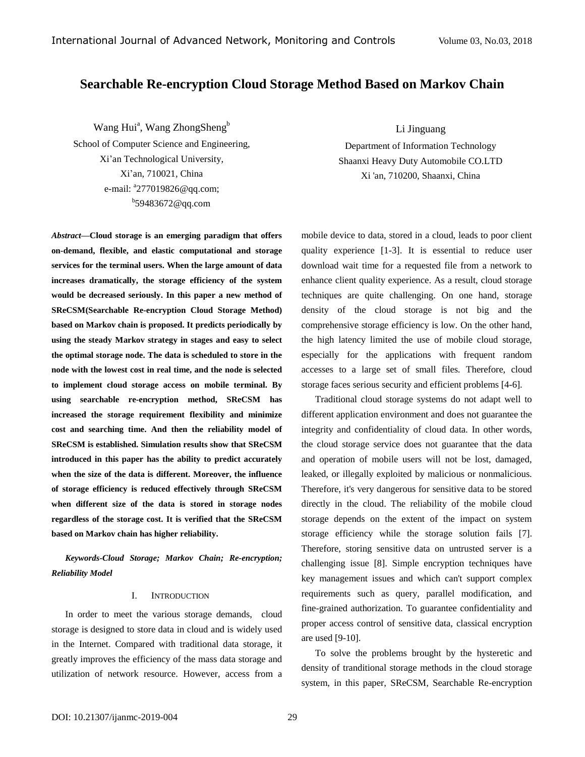# Searchable Re-encryption Cloud Storage Method Based on Markov Chain

Wang Hui[a], Wang ZhongSheng[b]
School of Computer Science and Engineering,
Xi'an Technological University,
Xi'an, 710021, China
e-mail: [a]277019826@qq.com;
[b]59483672@qq.com

Li Jinguang
Department of Information Technology
Shaanxi Heavy Duty Automobile CO.LTD
Xi 'an, 710200, Shaanxi, China

***Abstract*—Cloud storage is an emerging paradigm that offers on-demand, flexible, and elastic computational and storage services for the terminal users. When the large amount of data increases dramatically, the storage efficiency of the system would be decreased seriously. In this paper a new method of SReCSM(Searchable Re-encryption Cloud Storage Method) based on Markov chain is proposed. It predicts periodically by using the steady Markov strategy in stages and easy to select the optimal storage node. The data is scheduled to store in the node with the lowest cost in real time, and the node is selected to implement cloud storage access on mobile terminal. By using searchable re-encryption method, SReCSM has increased the storage requirement flexibility and minimize cost and searching time. And then the reliability model of SReCSM is established. Simulation results show that SReCSM introduced in this paper has the ability to predict accurately when the size of the data is different. Moreover, the influence of storage efficiency is reduced effectively through SReCSM when different size of the data is stored in storage nodes regardless of the storage cost. It is verified that the SReCSM based on Markov chain has higher reliability.**

***Keywords-Cloud Storage; Markov Chain; Re-encryption; Reliability Model***

## I. Introduction

In order to meet the various storage demands, cloud storage is designed to store data in cloud and is widely used in the Internet. Compared with traditional data storage, it greatly improves the efficiency of the mass data storage and utilization of network resource. However, access from a mobile device to data, stored in a cloud, leads to poor client quality experience [1-3]. It is essential to reduce user download wait time for a requested file from a network to enhance client quality experience. As a result, cloud storage techniques are quite challenging. On one hand, storage density of the cloud storage is not big and the comprehensive storage efficiency is low. On the other hand, the high latency limited the use of mobile cloud storage, especially for the applications with frequent random accesses to a large set of small files. Therefore, cloud storage faces serious security and efficient problems [4-6].

Traditional cloud storage systems do not adapt well to different application environment and does not guarantee the integrity and confidentiality of cloud data. In other words, the cloud storage service does not guarantee that the data and operation of mobile users will not be lost, damaged, leaked, or illegally exploited by malicious or nonmalicious. Therefore, it's very dangerous for sensitive data to be stored directly in the cloud. The reliability of the mobile cloud storage depends on the extent of the impact on system storage efficiency while the storage solution fails [7]. Therefore, storing sensitive data on untrusted server is a challenging issue [8]. Simple encryption techniques have key management issues and which can't support complex requirements such as query, parallel modification, and fine-grained authorization. To guarantee confidentiality and proper access control of sensitive data, classical encryption are used [9-10].

To solve the problems brought by the hysteretic and density of tranditional storage methods in the cloud storage system, in this paper, SReCSM, Searchable Re-encryption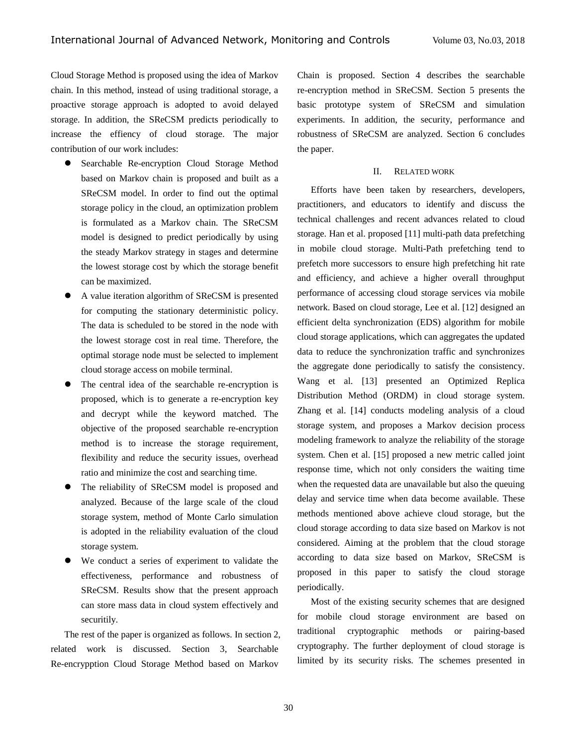Cloud Storage Method is proposed using the idea of Markov chain. In this method, instead of using traditional storage, a proactive storage approach is adopted to avoid delayed storage. In addition, the SReCSM predicts periodically to increase the effiency of cloud storage. The major contribution of our work includes:

- Searchable Re-encryption Cloud Storage Method based on Markov chain is proposed and built as a SReCSM model. In order to find out the optimal storage policy in the cloud, an optimization problem is formulated as a Markov chain. The SReCSM model is designed to predict periodically by using the steady Markov strategy in stages and determine the lowest storage cost by which the storage benefit can be maximized.
- A value iteration algorithm of SReCSM is presented for computing the stationary deterministic policy. The data is scheduled to be stored in the node with the lowest storage cost in real time. Therefore, the optimal storage node must be selected to implement cloud storage access on mobile terminal.
- The central idea of the searchable re-encryption is proposed, which is to generate a re-encryption key and decrypt while the keyword matched. The objective of the proposed searchable re-encryption method is to increase the storage requirement, flexibility and reduce the security issues, overhead ratio and minimize the cost and searching time.
- The reliability of SReCSM model is proposed and analyzed. Because of the large scale of the cloud storage system, method of Monte Carlo simulation is adopted in the reliability evaluation of the cloud storage system.
- We conduct a series of experiment to validate the effectiveness, performance and robustness of SReCSM. Results show that the present approach can store mass data in cloud system effectively and securitily.

The rest of the paper is organized as follows. In section 2, related work is discussed. Section 3, Searchable Re-encrypption Cloud Storage Method based on Markov Chain is proposed. Section 4 describes the searchable re-encryption method in SReCSM. Section 5 presents the basic prototype system of SReCSM and simulation experiments. In addition, the security, performance and robustness of SReCSM are analyzed. Section 6 concludes the paper.

## II. Related work

Efforts have been taken by researchers, developers, practitioners, and educators to identify and discuss the technical challenges and recent advances related to cloud storage. Han et al. proposed [11] multi-path data prefetching in mobile cloud storage. Multi-Path prefetching tend to prefetch more successors to ensure high prefetching hit rate and efficiency, and achieve a higher overall throughput performance of accessing cloud storage services via mobile network. Based on cloud storage, Lee et al. [12] designed an efficient delta synchronization (EDS) algorithm for mobile cloud storage applications, which can aggregates the updated data to reduce the synchronization traffic and synchronizes the aggregate done periodically to satisfy the consistency. Wang et al. [13] presented an Optimized Replica Distribution Method (ORDM) in cloud storage system. Zhang et al. [14] conducts modeling analysis of a cloud storage system, and proposes a Markov decision process modeling framework to analyze the reliability of the storage system. Chen et al. [15] proposed a new metric called joint response time, which not only considers the waiting time when the requested data are unavailable but also the queuing delay and service time when data become available. These methods mentioned above achieve cloud storage, but the cloud storage according to data size based on Markov is not considered. Aiming at the problem that the cloud storage according to data size based on Markov, SReCSM is proposed in this paper to satisfy the cloud storage periodically.

Most of the existing security schemes that are designed for mobile cloud storage environment are based on traditional cryptographic methods or pairing-based cryptography. The further deployment of cloud storage is limited by its security risks. The schemes presented in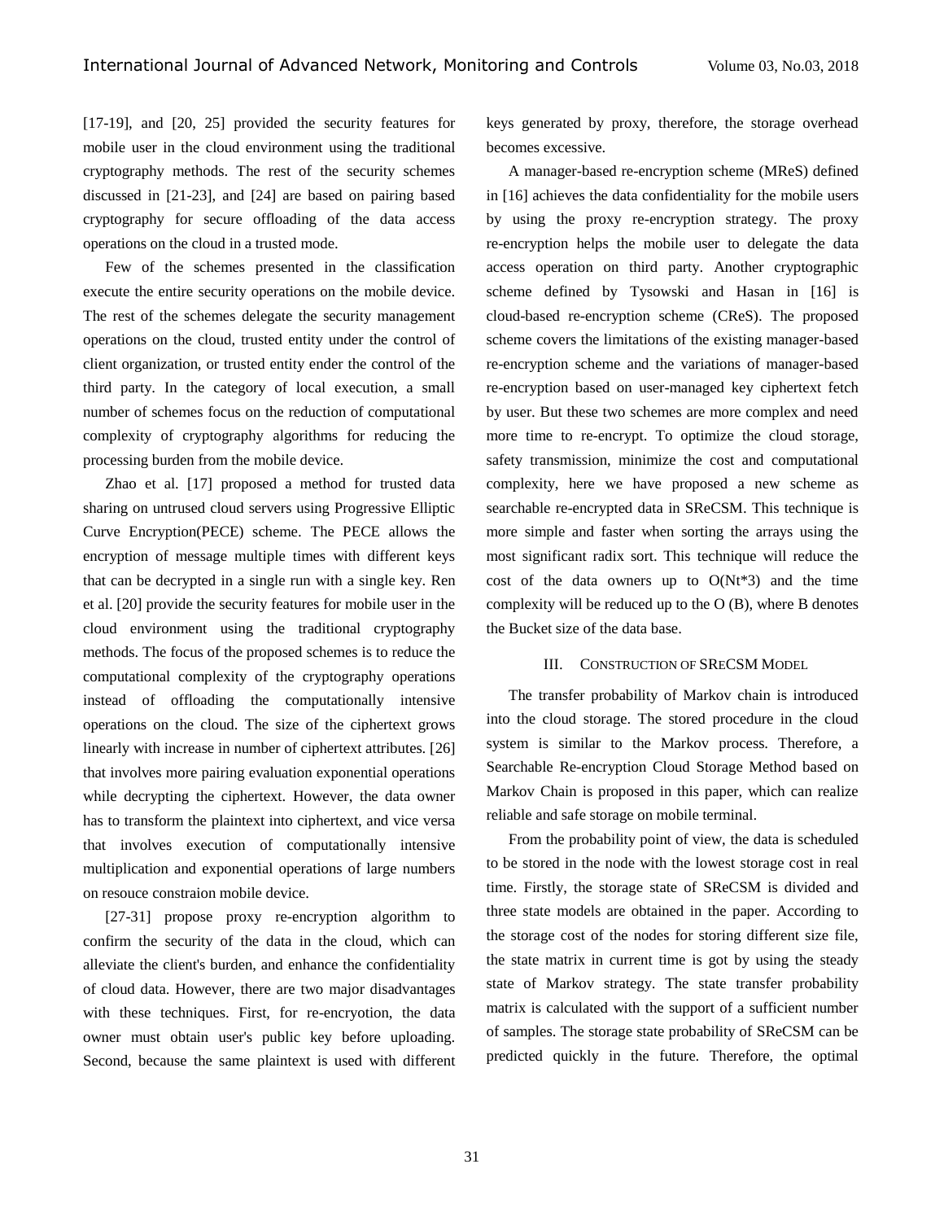[17-19], and [20, 25] provided the security features for mobile user in the cloud environment using the traditional cryptography methods. The rest of the security schemes discussed in [21-23], and [24] are based on pairing based cryptography for secure offloading of the data access operations on the cloud in a trusted mode.

Few of the schemes presented in the classification execute the entire security operations on the mobile device. The rest of the schemes delegate the security management operations on the cloud, trusted entity under the control of client organization, or trusted entity ender the control of the third party. In the category of local execution, a small number of schemes focus on the reduction of computational complexity of cryptography algorithms for reducing the processing burden from the mobile device.

Zhao et al. [17] proposed a method for trusted data sharing on untrused cloud servers using Progressive Elliptic Curve Encryption(PECE) scheme. The PECE allows the encryption of message multiple times with different keys that can be decrypted in a single run with a single key. Ren et al. [20] provide the security features for mobile user in the cloud environment using the traditional cryptography methods. The focus of the proposed schemes is to reduce the computational complexity of the cryptography operations instead of offloading the computationally intensive operations on the cloud. The size of the ciphertext grows linearly with increase in number of ciphertext attributes. [26] that involves more pairing evaluation exponential operations while decrypting the ciphertext. However, the data owner has to transform the plaintext into ciphertext, and vice versa that involves execution of computationally intensive multiplication and exponential operations of large numbers on resouce constraion mobile device.

[27-31] propose proxy re-encryption algorithm to confirm the security of the data in the cloud, which can alleviate the client's burden, and enhance the confidentiality of cloud data. However, there are two major disadvantages with these techniques. First, for re-encryotion, the data owner must obtain user's public key before uploading. Second, because the same plaintext is used with different keys generated by proxy, therefore, the storage overhead becomes excessive.

A manager-based re-encryption scheme (MReS) defined in [16] achieves the data confidentiality for the mobile users by using the proxy re-encryption strategy. The proxy re-encryption helps the mobile user to delegate the data access operation on third party. Another cryptographic scheme defined by Tysowski and Hasan in [16] is cloud-based re-encryption scheme (CReS). The proposed scheme covers the limitations of the existing manager-based re-encryption scheme and the variations of manager-based re-encryption based on user-managed key ciphertext fetch by user. But these two schemes are more complex and need more time to re-encrypt. To optimize the cloud storage, safety transmission, minimize the cost and computational complexity, here we have proposed a new scheme as searchable re-encrypted data in SReCSM. This technique is more simple and faster when sorting the arrays using the most significant radix sort. This technique will reduce the cost of the data owners up to O(Nt*3) and the time complexity will be reduced up to the O (B), where B denotes the Bucket size of the data base.

## III. Construction of SReCSM Model

The transfer probability of Markov chain is introduced into the cloud storage. The stored procedure in the cloud system is similar to the Markov process. Therefore, a Searchable Re-encryption Cloud Storage Method based on Markov Chain is proposed in this paper, which can realize reliable and safe storage on mobile terminal.

From the probability point of view, the data is scheduled to be stored in the node with the lowest storage cost in real time. Firstly, the storage state of SReCSM is divided and three state models are obtained in the paper. According to the storage cost of the nodes for storing different size file, the state matrix in current time is got by using the steady state of Markov strategy. The state transfer probability matrix is calculated with the support of a sufficient number of samples. The storage state probability of SReCSM can be predicted quickly in the future. Therefore, the optimal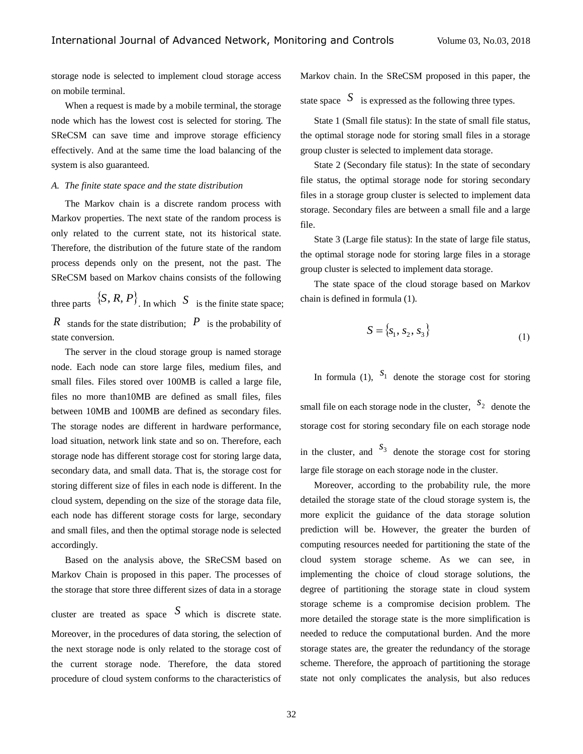storage node is selected to implement cloud storage access on mobile terminal.

When a request is made by a mobile terminal, the storage node which has the lowest cost is selected for storing. The SReCSM can save time and improve storage efficiency effectively. And at the same time the load balancing of the system is also guaranteed.

*A. The finite state space and the state distribution*

The Markov chain is a discrete random process with Markov properties. The next state of the random process is only related to the current state, not its historical state. Therefore, the distribution of the future state of the random process depends only on the present, not the past. The SReCSM based on Markov chains consists of the following three parts $\{S, R, P\}$. In which $S$ is the finite state space; $R$ stands for the state distribution; $P$ is the probability of state conversion.

The server in the cloud storage group is named storage node. Each node can store large files, medium files, and small files. Files stored over 100MB is called a large file, files no more than10MB are defined as small files, files between 10MB and 100MB are defined as secondary files. The storage nodes are different in hardware performance, load situation, network link state and so on. Therefore, each storage node has different storage cost for storing large data, secondary data, and small data. That is, the storage cost for storing different size of files in each node is different. In the cloud system, depending on the size of the storage data file, each node has different storage costs for large, secondary and small files, and then the optimal storage node is selected accordingly.

Based on the analysis above, the SReCSM based on Markov Chain is proposed in this paper. The processes of the storage that store three different sizes of data in a storage cluster are treated as space $S$ which is discrete state. Moreover, in the procedures of data storing, the selection of the next storage node is only related to the storage cost of the current storage node. Therefore, the data stored procedure of cloud system conforms to the characteristics of Markov chain. In the SReCSM proposed in this paper, the state space $S$ is expressed as the following three types.

State 1 (Small file status): In the state of small file status, the optimal storage node for storing small files in a storage group cluster is selected to implement data storage.

State 2 (Secondary file status): In the state of secondary file status, the optimal storage node for storing secondary files in a storage group cluster is selected to implement data storage. Secondary files are between a small file and a large file.

State 3 (Large file status): In the state of large file status, the optimal storage node for storing large files in a storage group cluster is selected to implement data storage.

The state space of the cloud storage based on Markov chain is defined in formula (1).

$$S = \{s_1, s_2, s_3\} \tag{1}$$

In formula (1), $s_1$ denote the storage cost for storing small file on each storage node in the cluster, $s_2$ denote the storage cost for storing secondary file on each storage node in the cluster, and $s_3$ denote the storage cost for storing large file storage on each storage node in the cluster.

Moreover, according to the probability rule, the more detailed the storage state of the cloud storage system is, the more explicit the guidance of the data storage solution prediction will be. However, the greater the burden of computing resources needed for partitioning the state of the cloud system storage scheme. As we can see, in implementing the choice of cloud storage solutions, the degree of partitioning the storage state in cloud system storage scheme is a compromise decision problem. The more detailed the storage state is the more simplification is needed to reduce the computational burden. And the more storage states are, the greater the redundancy of the storage scheme. Therefore, the approach of partitioning the storage state not only complicates the analysis, but also reduces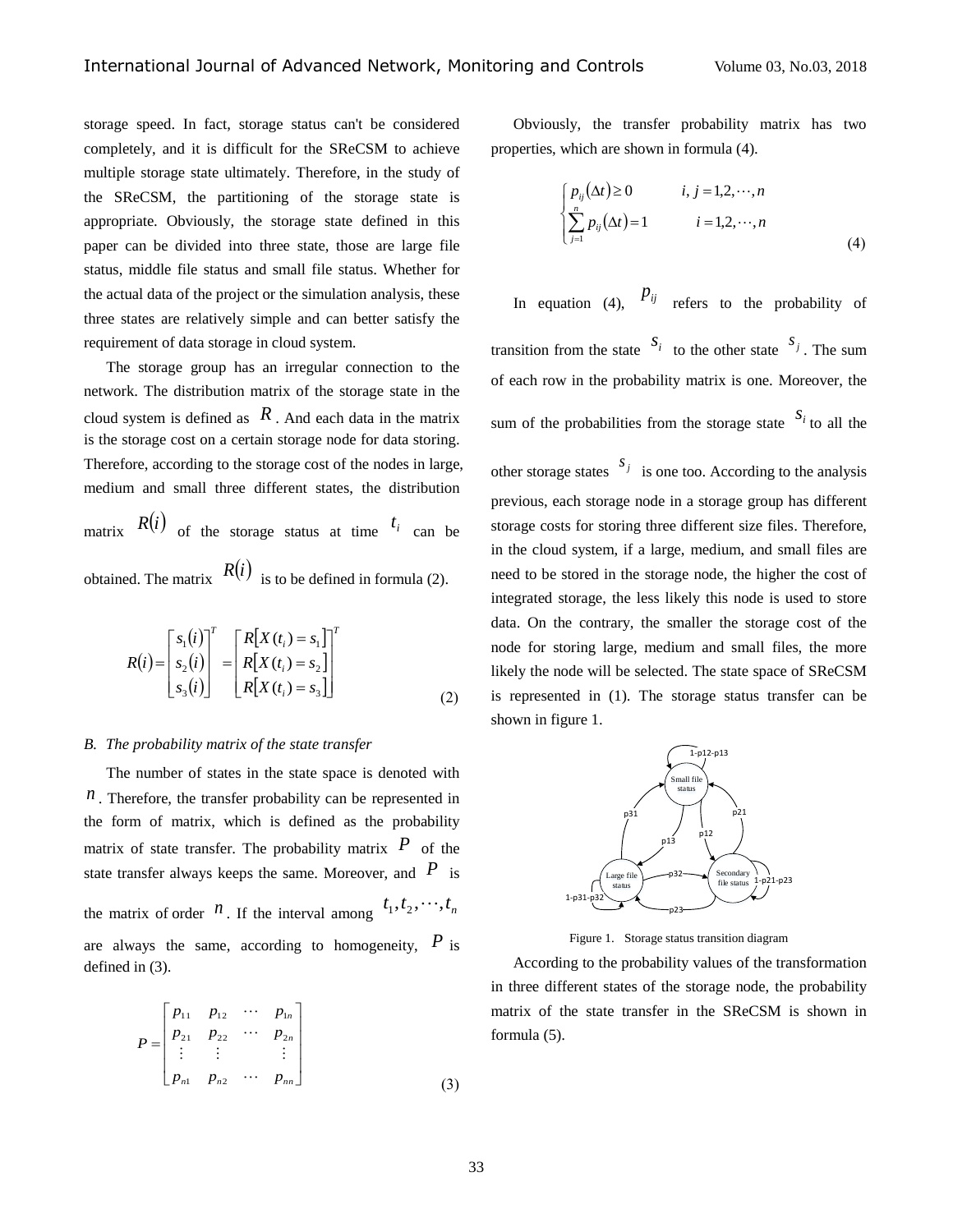storage speed. In fact, storage status can't be considered completely, and it is difficult for the SReCSM to achieve multiple storage state ultimately. Therefore, in the study of the SReCSM, the partitioning of the storage state is appropriate. Obviously, the storage state defined in this paper can be divided into three state, those are large file status, middle file status and small file status. Whether for the actual data of the project or the simulation analysis, these three states are relatively simple and can better satisfy the requirement of data storage in cloud system.

The storage group has an irregular connection to the network. The distribution matrix of the storage state in the cloud system is defined as $R$. And each data in the matrix is the storage cost on a certain storage node for data storing. Therefore, according to the storage cost of the nodes in large, medium and small three different states, the distribution matrix $R(i)$ of the storage status at time $t_i$ can be obtained. The matrix $R(i)$ is to be defined in formula (2).

$$R(i)=\begin{bmatrix} s_1(i) \\ s_2(i) \\ s_3(i) \end{bmatrix}^T = \begin{bmatrix} R[X(t_i)=s_1] \\ R[X(t_i)=s_2] \\ R[X(t_i)=s_3] \end{bmatrix}^T \tag{2}$$

*B. The probability matrix of the state transfer*

The number of states in the state space is denoted with $n$. Therefore, the transfer probability can be represented in the form of matrix, which is defined as the probability matrix of state transfer. The probability matrix $P$ of the state transfer always keeps the same. Moreover, and $P$ is the matrix of order $n$. If the interval among $t_1, t_2, \cdots, t_n$ are always the same, according to homogeneity, $P$ is defined in (3).

$$P=\begin{bmatrix} p_{11} & p_{12} & \cdots & p_{1n} \\ p_{21} & p_{22} & \cdots & p_{2n} \\ \vdots & \vdots & & \vdots \\ p_{n1} & p_{n2} & \cdots & p_{nn} \end{bmatrix} \tag{3}$$

Obviously, the transfer probability matrix has two properties, which are shown in formula (4).

$$\begin{cases} p_{ij}(\Delta t) \ge 0 & i,j=1,2,\cdots,n \\ \sum_{j=1}^{n} p_{ij}(\Delta t)=1 & i=1,2,\cdots,n \end{cases} \tag{4}$$

In equation (4), $p_{ij}$ refers to the probability of transition from the state $s_i$ to the other state $s_j$. The sum of each row in the probability matrix is one. Moreover, the sum of the probabilities from the storage state $s_i$ to all the other storage states $s_j$ is one too. According to the analysis previous, each storage node in a storage group has different storage costs for storing three different size files. Therefore, in the cloud system, if a large, medium, and small files are need to be stored in the storage node, the higher the cost of integrated storage, the less likely this node is used to store data. On the contrary, the smaller the storage cost of the node for storing large, medium and small files, the more likely the node will be selected. The state space of SReCSM is represented in (1). The storage status transfer can be shown in figure 1.

Figure 1. Storage status transition diagram

According to the probability values of the transformation in three different states of the storage node, the probability matrix of the state transfer in the SReCSM is shown in formula (5).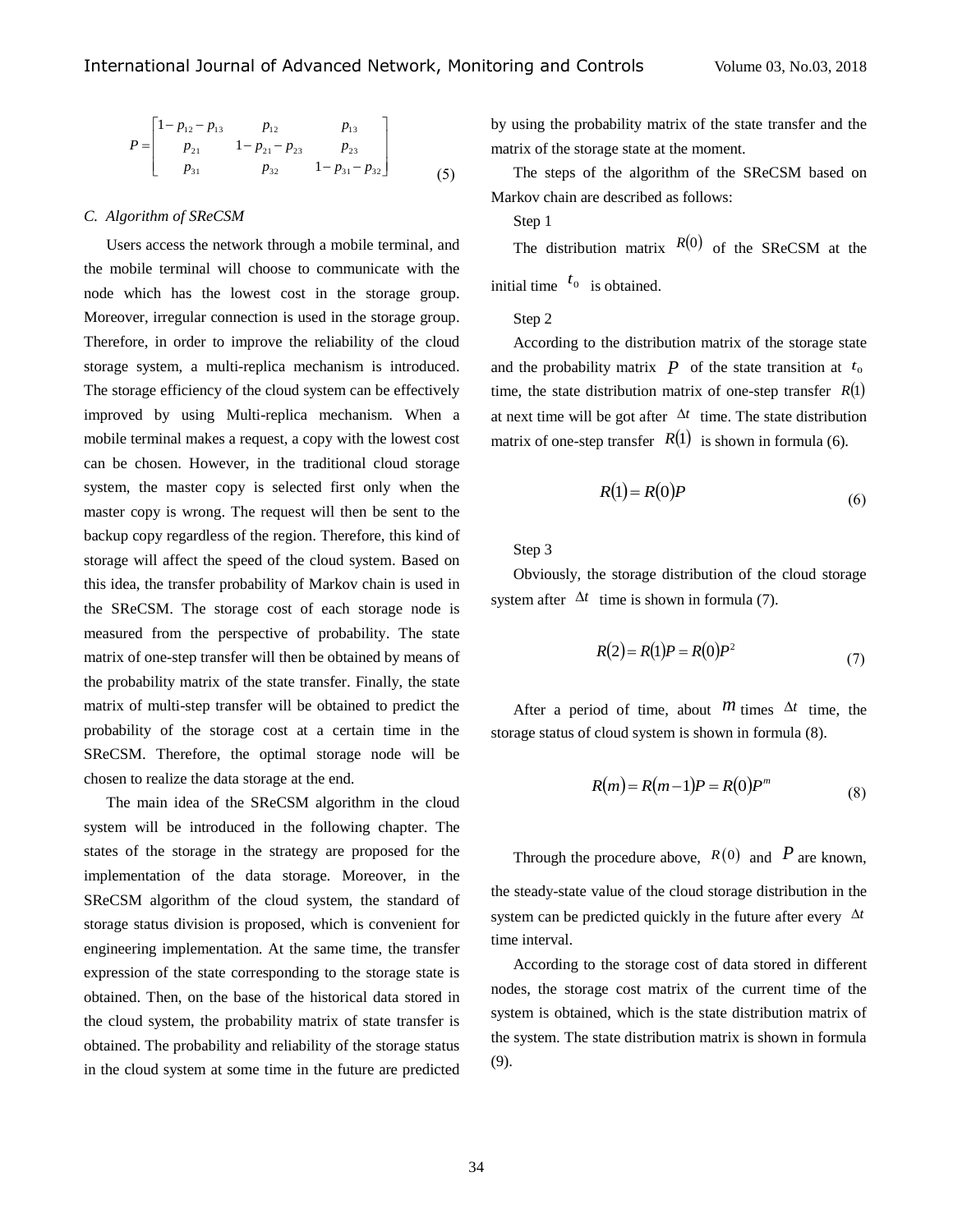$$P = \begin{bmatrix} 1-p_{12}-p_{13} & p_{12} & p_{13} \\ p_{21} & 1-p_{21}-p_{23} & p_{23} \\ p_{31} & p_{32} & 1-p_{31}-p_{32} \end{bmatrix} \tag{5}$$

### C. Algorithm of SReCSM

Users access the network through a mobile terminal, and the mobile terminal will choose to communicate with the node which has the lowest cost in the storage group. Moreover, irregular connection is used in the storage group. Therefore, in order to improve the reliability of the cloud storage system, a multi-replica mechanism is introduced. The storage efficiency of the cloud system can be effectively improved by using Multi-replica mechanism. When a mobile terminal makes a request, a copy with the lowest cost can be chosen. However, in the traditional cloud storage system, the master copy is selected first only when the master copy is wrong. The request will then be sent to the backup copy regardless of the region. Therefore, this kind of storage will affect the speed of the cloud system. Based on this idea, the transfer probability of Markov chain is used in the SReCSM. The storage cost of each storage node is measured from the perspective of probability. The state matrix of one-step transfer will then be obtained by means of the probability matrix of the state transfer. Finally, the state matrix of multi-step transfer will be obtained to predict the probability of the storage cost at a certain time in the SReCSM. Therefore, the optimal storage node will be chosen to realize the data storage at the end.

The main idea of the SReCSM algorithm in the cloud system will be introduced in the following chapter. The states of the storage in the strategy are proposed for the implementation of the data storage. Moreover, in the SReCSM algorithm of the cloud system, the standard of storage status division is proposed, which is convenient for engineering implementation. At the same time, the transfer expression of the state corresponding to the storage state is obtained. Then, on the base of the historical data stored in the cloud system, the probability matrix of state transfer is obtained. The probability and reliability of the storage status in the cloud system at some time in the future are predicted by using the probability matrix of the state transfer and the matrix of the storage state at the moment.

The steps of the algorithm of the SReCSM based on Markov chain are described as follows:

Step 1

The distribution matrix $R(0)$ of the SReCSM at the initial time $t_0$ is obtained.

Step 2

According to the distribution matrix of the storage state and the probability matrix $P$ of the state transition at $t_0$ time, the state distribution matrix of one-step transfer $R(1)$ at next time will be got after $\Delta t$ time. The state distribution matrix of one-step transfer $R(1)$ is shown in formula (6).

$$R(1) = R(0)P \tag{6}$$

Step 3

Obviously, the storage distribution of the cloud storage system after $\Delta t$ time is shown in formula (7).

$$R(2) = R(1)P = R(0)P^2 \tag{7}$$

After a period of time, about $m$ times $\Delta t$ time, the storage status of cloud system is shown in formula (8).

$$R(m) = R(m-1)P = R(0)P^m \tag{8}$$

Through the procedure above, $R(0)$ and $P$ are known, the steady-state value of the cloud storage distribution in the system can be predicted quickly in the future after every $\Delta t$ time interval.

According to the storage cost of data stored in different nodes, the storage cost matrix of the current time of the system is obtained, which is the state distribution matrix of the system. The state distribution matrix is shown in formula (9).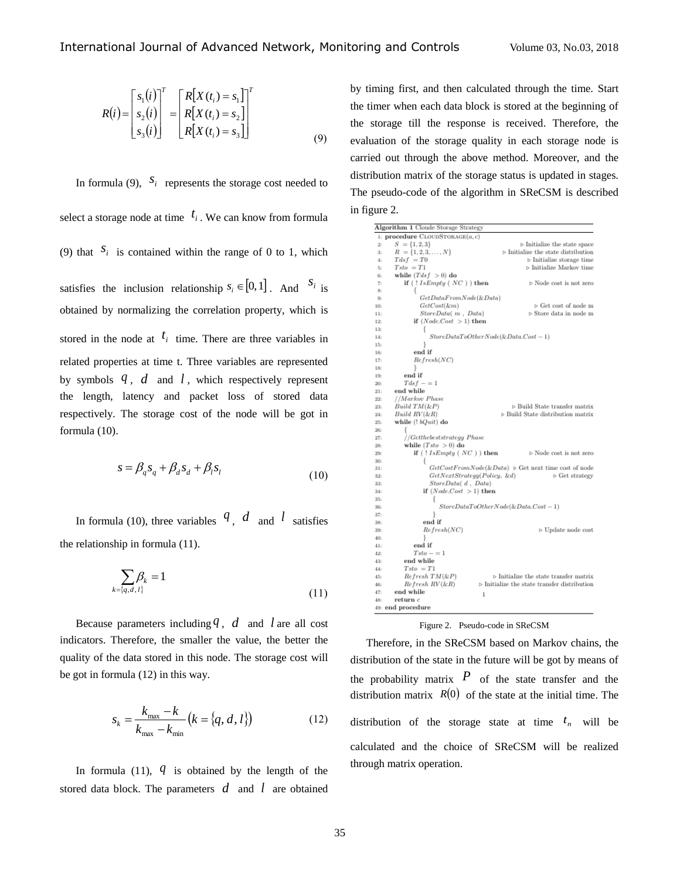$$R(i)=\begin{bmatrix} s_1(i) \\ s_2(i) \\ s_3(i) \end{bmatrix}^T = \begin{bmatrix} R[X(t_i)=s_1] \\ R[X(t_i)=s_2] \\ R[X(t_i)=s_3] \end{bmatrix}^T \tag{9}$$

In formula (9), $s_i$ represents the storage cost needed to select a storage node at time $t_i$. We can know from formula (9) that $s_i$ is contained within the range of 0 to 1, which satisfies the inclusion relationship $s_i \in [0,1]$. And $s_i$ is obtained by normalizing the correlation property, which is stored in the node at $t_i$ time. There are three variables in related properties at time t. Three variables are represented by symbols $q$, $d$ and $l$, which respectively represent the length, latency and packet loss of stored data respectively. The storage cost of the node will be got in formula (10).

$$s = \beta_q s_q + \beta_d s_d + \beta_l s_l \tag{10}$$

In formula (10), three variables $q$, $d$ and $l$ satisfies the relationship in formula (11).

$$\sum_{k=\{q,d,l\}} \beta_k = 1 \tag{11}$$

Because parameters including $q$, $d$ and $l$ are all cost indicators. Therefore, the smaller the value, the better the quality of the data stored in this node. The storage cost will be got in formula (12) in this way.

$$s_k = \frac{k_{\max} - k}{k_{\max} - k_{\min}} \left(k = \{q, d, l\}\right) \tag{12}$$

In formula (11), $q$ is obtained by the length of the stored data block. The parameters $d$ and $l$ are obtained by timing first, and then calculated through the time. Start the timer when each data block is stored at the beginning of the storage till the response is received. Therefore, the evaluation of the storage quality in each storage node is carried out through the above method. Moreover, and the distribution matrix of the storage status is updated in stages. The pseudo-code of the algorithm in SReCSM is described in figure 2.

**Algorithm 1** Cloude Storage Strategy

```
1:  procedure CLOUDSTORAGE(a, c)
2:      S = {1, 2, 3}                                  ▷ Initialize the state space
3:      R = {1, 2, 3, ..., N}                          ▷ Initialize the state distribution
4:      Tdsf = T0                                      ▷ Initialize storage time
5:      Tsto = T1                                      ▷ Initialize Markov time
6:      while (Tdsf > 0) do
7:          if ( ! IsEmpty ( NC ) ) then               ▷ Node cost is not zero
8:              {
9:              GetDataFromNode(&Data)
10:             GetCost(&m)                            ▷ Get cost of node m
11:             StoreData( m , Data)                   ▷ Store data in node m
12:             if (Node.Cost > 1) then
13:                 {
14:                 StoreDataToOtherNode(&Data.Cost − 1)
15:                 }
16:             end if
17:             Refresh(NC)
18:             }
19:         end if
20:         Tdsf − = 1
21:     end while
22:     //Markov Phase
23:     Build TM(&P)                                   ▷ Build State transfer matrix
24:     Build RV(&R)                                   ▷ Build State distribution matrix
25:     while (! bQuit) do
26:         {
27:         //Getthebeststrategy Phase
28:         while (Tsto > 0) do
29:             if ( ! IsEmpty ( NC ) ) then           ▷ Node cost is not zero
30:                 {
31:                 GetCostFromNode(&Data)  ▷ Get next time cost of node
32:                 GetNextStrategy(Policy, &d)        ▷ Get strategy
33:                 StoreData( d , Data)
34:                 if (Node.Cost > 1) then
35:                     {
36:                     StoreDataToOtherNode(&Data.Cost − 1)
37:                     }
38:                 end if
39:                 Refresh(NC)                        ▷ Update node cost
40:                 }
41:             end if
42:             Tsto − = 1
43:         end while
44:         Tsto = T1
45:         Refresh TM(&P)          ▷ Initialize the state transfer matrix
46:         Refresh RV(&R)    ▷ Initialize the state transfer distribution
47:     end while                              1
48:     return c
49: end procedure
```

Figure 2. Pseudo-code in SReCSM

Therefore, in the SReCSM based on Markov chains, the distribution of the state in the future will be got by means of the probability matrix $P$ of the state transfer and the distribution matrix $R(0)$ of the state at the initial time. The distribution of the storage state at time $t_n$ will be calculated and the choice of SReCSM will be realized through matrix operation.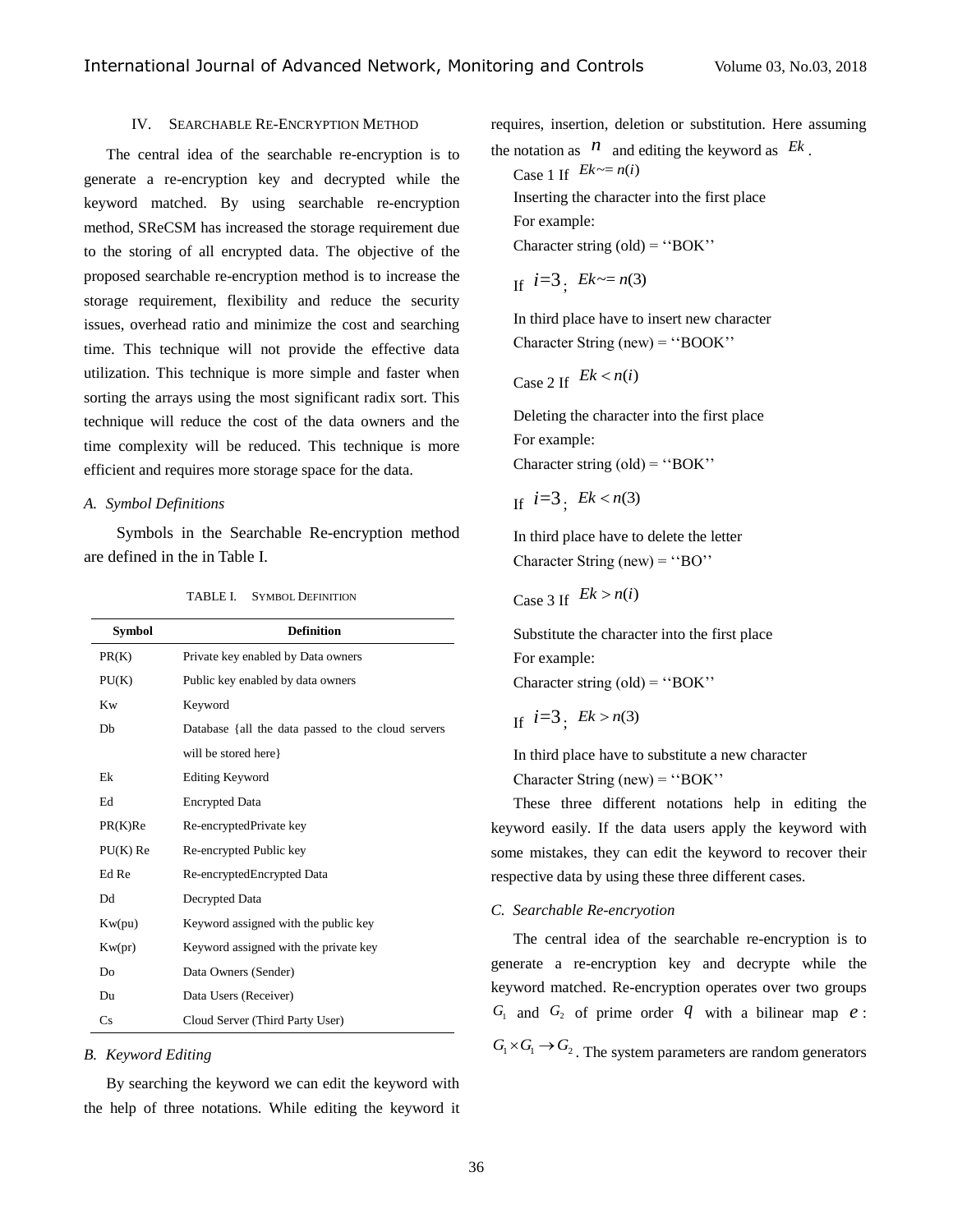## IV. Searchable Re-Encryption Method

The central idea of the searchable re-encryption is to generate a re-encryption key and decrypted while the keyword matched. By using searchable re-encryption method, SReCSM has increased the storage requirement due to the storing of all encrypted data. The objective of the proposed searchable re-encryption method is to increase the storage requirement, flexibility and reduce the security issues, overhead ratio and minimize the cost and searching time. This technique will not provide the effective data utilization. This technique is more simple and faster when sorting the arrays using the most significant radix sort. This technique will reduce the cost of the data owners and the time complexity will be reduced. This technique is more efficient and requires more storage space for the data.

### *A. Symbol Definitions*

Symbols in the Searchable Re-encryption method are defined in the in Table I.

TABLE I. SYMBOL DEFINITION

| Symbol | Definition |
|---|---|
| PR(K) | Private key enabled by Data owners |
| PU(K) | Public key enabled by data owners |
| Kw | Keyword |
| Db | Database {all the data passed to the cloud servers will be stored here} |
| Ek | Editing Keyword |
| Ed | Encrypted Data |
| PR(K)Re | Re-encryptedPrivate key |
| PU(K) Re | Re-encrypted Public key |
| Ed Re | Re-encryptedEncrypted Data |
| Dd | Decrypted Data |
| Kw(pu) | Keyword assigned with the public key |
| Kw(pr) | Keyword assigned with the private key |
| Do | Data Owners (Sender) |
| Du | Data Users (Receiver) |
| Cs | Cloud Server (Third Party User) |

### *B. Keyword Editing*

By searching the keyword we can edit the keyword with the help of three notations. While editing the keyword it requires, insertion, deletion or substitution. Here assuming the notation as $n$ and editing the keyword as $Ek$.

Case 1 If $Ek \sim= n(i)$

Inserting the character into the first place

For example:

Character string (old) = ''BOK''

If $i=3$; $Ek \sim= n(3)$

In third place have to insert new character

Character String (new) = ''BOOK''

Case 2 If $Ek < n(i)$

Deleting the character into the first place

For example:

Character string (old) = ''BOK''

If $i=3$; $Ek < n(3)$

In third place have to delete the letter

Character String (new) = ''BO''

Case 3 If $Ek > n(i)$

Substitute the character into the first place

For example:

Character string (old) = ''BOK''

If $i=3$; $Ek > n(3)$

In third place have to substitute a new character

Character String (new) = ''BOK''

These three different notations help in editing the keyword easily. If the data users apply the keyword with some mistakes, they can edit the keyword to recover their respective data by using these three different cases.

### *C. Searchable Re-encryotion*

The central idea of the searchable re-encryption is to generate a re-encryption key and decrypte while the keyword matched. Re-encryption operates over two groups $G_1$ and $G_2$ of prime order $q$ with a bilinear map $e$: $G_1 \times G_1 \rightarrow G_2$. The system parameters are random generators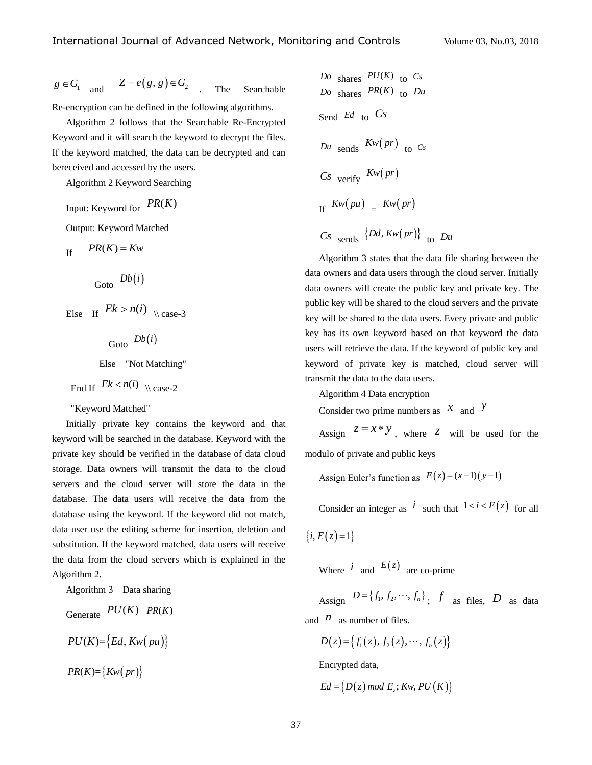$g \in G_1$ and $Z = e(g, g) \in G_2$. The Searchable Re-encryption can be defined in the following algorithms.

Algorithm 2 follows that the Searchable Re-Encrypted Keyword and it will search the keyword to decrypt the files. If the keyword matched, the data can be decrypted and can bereceived and accessed by the users.

Algorithm 2 Keyword Searching

Input: Keyword for $PR(K)$

Output: Keyword Matched

If $PR(K) = Kw$

Goto $Db(i)$

Else If $Ek > n(i)$ \\ case-3

Goto $Db(i)$

Else "Not Matching"

End If $Ek < n(i)$ \\ case-2

"Keyword Matched"

Initially private key contains the keyword and that keyword will be searched in the database. Keyword with the private key should be verified in the database of data cloud storage. Data owners will transmit the data to the cloud servers and the cloud server will store the data in the database. The data users will receive the data from the database using the keyword. If the keyword did not match, data user use the editing scheme for insertion, deletion and substitution. If the keyword matched, data users will receive the data from the cloud servers which is explained in the Algorithm 2.

Algorithm 3 Data sharing

Generate $PU(K)$ $PR(K)$

$PU(K)=\{Ed, Kw(pu)\}$

$PR(K)=\{Kw(pr)\}$

$Do$ shares $PU(K)$ to $Cs$

$Do$ shares $PR(K)$ to $Du$

Send $Ed$ to $Cs$

$Du$ sends $Kw(pr)$ to $Cs$

$Cs$ verify $Kw(pr)$

If $Kw(pu)$ = $Kw(pr)$

$Cs$ sends $\{Dd, Kw(pr)\}$ to $Du$

Algorithm 3 states that the data file sharing between the data owners and data users through the cloud server. Initially data owners will create the public key and private key. The public key will be shared to the cloud servers and the private key will be shared to the data users. Every private and public key has its own keyword based on that keyword the data users will retrieve the data. If the keyword of public key and keyword of private key is matched, cloud server will transmit the data to the data users.

Algorithm 4 Data encryption

Consider two prime numbers as $x$ and $y$

Assign $z = x * y$, where $z$ will be used for the modulo of private and public keys

Assign Euler's function as $E(z) = (x-1)(y-1)$

Consider an integer as $i$ such that $1 < i < E(z)$ for all $\{i, E(z) = 1\}$

Where $i$ and $E(z)$ are co-prime

Assign $D = \{f_1, f_2, \cdots, f_n\}$; $f$ as files, $D$ as data and $n$ as number of files.

$D(z) = \{f_1(z), f_2(z), \cdots, f_n(z)\}$

Encrypted data,

$Ed = \{D(z)\, mod\, E_z; Kw, PU(K)\}$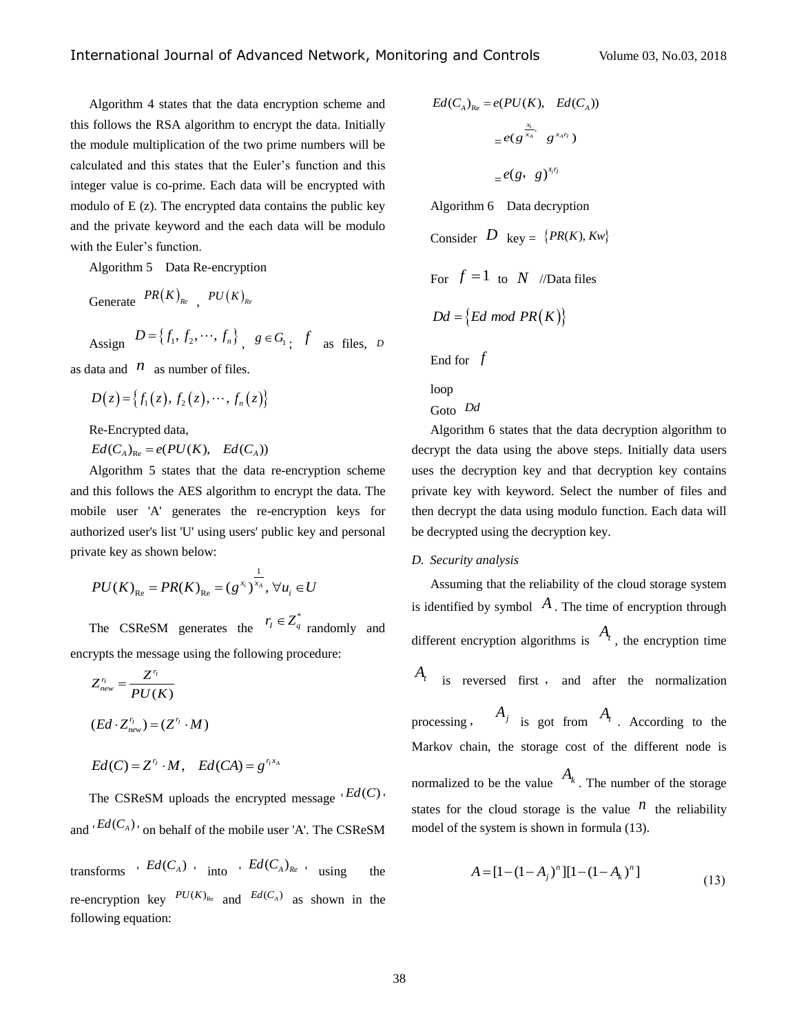Algorithm 4 states that the data encryption scheme and this follows the RSA algorithm to encrypt the data. Initially the module multiplication of the two prime numbers will be calculated and this states that the Euler's function and this integer value is co-prime. Each data will be encrypted with modulo of E (z). The encrypted data contains the public key and the private keyword and the each data will be modulo with the Euler's function.

Algorithm 5 Data Re-encryption

Generate $PR(K)_{Re}$ , $PU(K)_{Re}$

Assign $D=\{f_1, f_2, \cdots, f_n\}$ , $g \in G_1$; $f$ as files, $D$ as data and $n$ as number of files.

$$D(z)=\{f_1(z), f_2(z), \cdots, f_n(z)\}$$

Re-Encrypted data,

$$Ed(C_A)_{\mathrm{Re}} = e(PU(K), \quad Ed(C_A))$$

Algorithm 5 states that the data re-encryption scheme and this follows the AES algorithm to encrypt the data. The mobile user 'A' generates the re-encryption keys for authorized user's list 'U' using users' public key and personal private key as shown below:

$$PU(K)_{\mathrm{Re}} = PR(K)_{\mathrm{Re}} = (g^{x_i})^{\frac{1}{x_A}}, \forall u_i \in U$$

The CSReSM generates the $r_I \in Z_q^*$ randomly and encrypts the message using the following procedure:

$$Z_{new}^{r_I} = \frac{Z^{r_I}}{PU(K)}$$

$$(Ed \cdot Z_{new}^{r_I}) = (Z^{r_I} \cdot M)$$

$$Ed(C) = Z^{r_I} \cdot M, \quad Ed(CA) = g^{r_I x_A}$$

The CSReSM uploads the encrypted message '$Ed(C)$' and '$Ed(C_A)$' on behalf of the mobile user 'A'. The CSReSM transforms '$Ed(C_A)$' into '$Ed(C_A)_{Re}$' using the re-encryption key $PU(K)_{\mathrm{Re}}$ and $Ed(C_A)$ as shown in the following equation:

$$Ed(C_A)_{\mathrm{Re}} = e(PU(K), \quad Ed(C_A))$$

$$= e(g^{\frac{x_i}{x_A}}, \quad g^{x_A r_I})$$

$$= e(g, \quad g)^{x_i r_I}$$

Algorithm 6 Data decryption

Consider $D$ key = $\{PR(K), Kw\}$

For $f=1$ to $N$ //Data files

$$Dd = \{Ed \ mod \ PR(K)\}$$

End for $f$

loop

Goto $Dd$

Algorithm 6 states that the data decryption algorithm to decrypt the data using the above steps. Initially data users uses the decryption key and that decryption key contains private key with keyword. Select the number of files and then decrypt the data using modulo function. Each data will be decrypted using the decryption key.

### *D. Security analysis*

Assuming that the reliability of the cloud storage system is identified by symbol $A$. The time of encryption through different encryption algorithms is $A_t$, the encryption time $A_t$ is reversed first, and after the normalization processing, $A_j$ is got from $A_t$. According to the Markov chain, the storage cost of the different node is normalized to be the value $A_k$. The number of the storage states for the cloud storage is the value $n$ the reliability model of the system is shown in formula (13).

$$A = [1-(1-A_j)^n][1-(1-A_k)^n] \tag{13}$$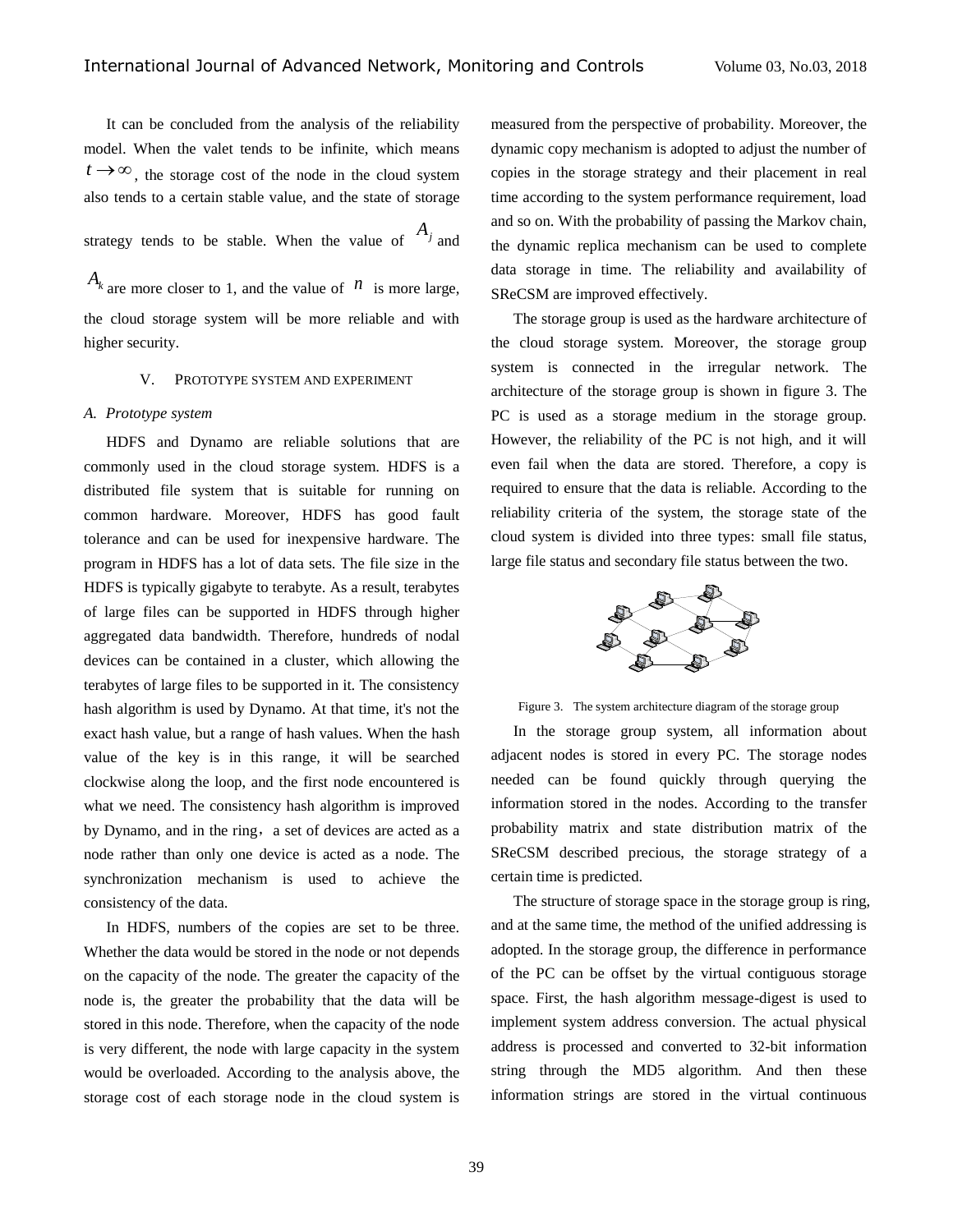It can be concluded from the analysis of the reliability model. When the valet tends to be infinite, which means $t \rightarrow \infty$, the storage cost of the node in the cloud system also tends to a certain stable value, and the state of storage strategy tends to be stable. When the value of $A_j$ and $A_k$ are more closer to 1, and the value of $n$ is more large, the cloud storage system will be more reliable and with higher security.

## V. Prototype System and Experiment

### *A. Prototype system*

HDFS and Dynamo are reliable solutions that are commonly used in the cloud storage system. HDFS is a distributed file system that is suitable for running on common hardware. Moreover, HDFS has good fault tolerance and can be used for inexpensive hardware. The program in HDFS has a lot of data sets. The file size in the HDFS is typically gigabyte to terabyte. As a result, terabytes of large files can be supported in HDFS through higher aggregated data bandwidth. Therefore, hundreds of nodal devices can be contained in a cluster, which allowing the terabytes of large files to be supported in it. The consistency hash algorithm is used by Dynamo. At that time, it's not the exact hash value, but a range of hash values. When the hash value of the key is in this range, it will be searched clockwise along the loop, and the first node encountered is what we need. The consistency hash algorithm is improved by Dynamo, and in the ring，a set of devices are acted as a node rather than only one device is acted as a node. The synchronization mechanism is used to achieve the consistency of the data.

In HDFS, numbers of the copies are set to be three. Whether the data would be stored in the node or not depends on the capacity of the node. The greater the capacity of the node is, the greater the probability that the data will be stored in this node. Therefore, when the capacity of the node is very different, the node with large capacity in the system would be overloaded. According to the analysis above, the storage cost of each storage node in the cloud system is measured from the perspective of probability. Moreover, the dynamic copy mechanism is adopted to adjust the number of copies in the storage strategy and their placement in real time according to the system performance requirement, load and so on. With the probability of passing the Markov chain, the dynamic replica mechanism can be used to complete data storage in time. The reliability and availability of SReCSM are improved effectively.

The storage group is used as the hardware architecture of the cloud storage system. Moreover, the storage group system is connected in the irregular network. The architecture of the storage group is shown in figure 3. The PC is used as a storage medium in the storage group. However, the reliability of the PC is not high, and it will even fail when the data are stored. Therefore, a copy is required to ensure that the data is reliable. According to the reliability criteria of the system, the storage state of the cloud system is divided into three types: small file status, large file status and secondary file status between the two.

Figure 3. The system architecture diagram of the storage group

In the storage group system, all information about adjacent nodes is stored in every PC. The storage nodes needed can be found quickly through querying the information stored in the nodes. According to the transfer probability matrix and state distribution matrix of the SReCSM described precious, the storage strategy of a certain time is predicted.

The structure of storage space in the storage group is ring, and at the same time, the method of the unified addressing is adopted. In the storage group, the difference in performance of the PC can be offset by the virtual contiguous storage space. First, the hash algorithm message-digest is used to implement system address conversion. The actual physical address is processed and converted to 32-bit information string through the MD5 algorithm. And then these information strings are stored in the virtual continuous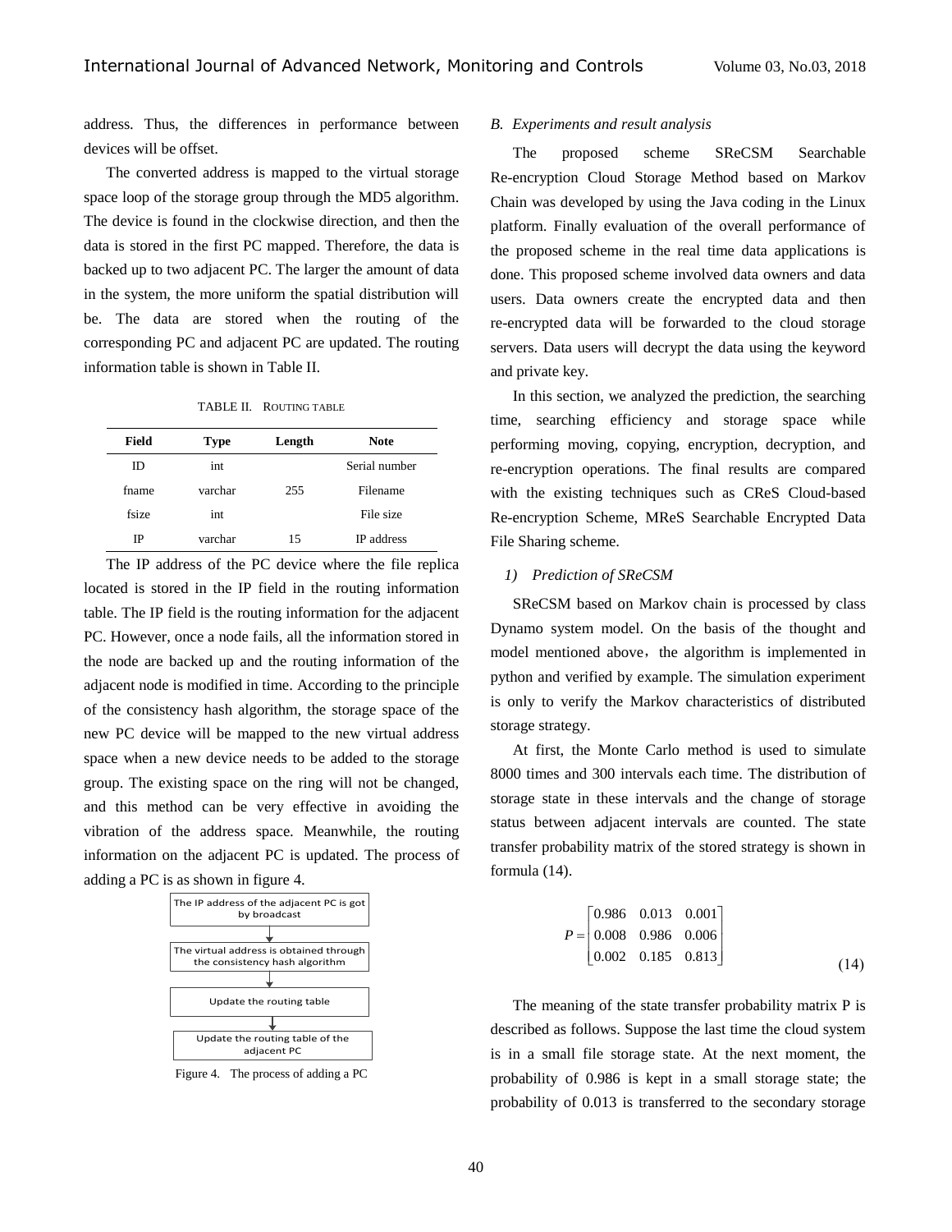address. Thus, the differences in performance between devices will be offset.

The converted address is mapped to the virtual storage space loop of the storage group through the MD5 algorithm. The device is found in the clockwise direction, and then the data is stored in the first PC mapped. Therefore, the data is backed up to two adjacent PC. The larger the amount of data in the system, the more uniform the spatial distribution will be. The data are stored when the routing of the corresponding PC and adjacent PC are updated. The routing information table is shown in Table II.

TABLE II. ROUTING TABLE

| Field | Type | Length | Note |
|---|---|---|---|
| ID | int | | Serial number |
| fname | varchar | 255 | Filename |
| fsize | int | | File size |
| IP | varchar | 15 | IP address |

The IP address of the PC device where the file replica located is stored in the IP field in the routing information table. The IP field is the routing information for the adjacent PC. However, once a node fails, all the information stored in the node are backed up and the routing information of the adjacent node is modified in time. According to the principle of the consistency hash algorithm, the storage space of the new PC device will be mapped to the new virtual address space when a new device needs to be added to the storage group. The existing space on the ring will not be changed, and this method can be very effective in avoiding the vibration of the address space. Meanwhile, the routing information on the adjacent PC is updated. The process of adding a PC is as shown in figure 4.

The IP address of the adjacent PC is got by broadcast → The virtual address is obtained through the consistency hash algorithm → Update the routing table → Update the routing table of the adjacent PC

Figure 4. The process of adding a PC

### B. Experiments and result analysis

The proposed scheme SReCSM Searchable Re-encryption Cloud Storage Method based on Markov Chain was developed by using the Java coding in the Linux platform. Finally evaluation of the overall performance of the proposed scheme in the real time data applications is done. This proposed scheme involved data owners and data users. Data owners create the encrypted data and then re-encrypted data will be forwarded to the cloud storage servers. Data users will decrypt the data using the keyword and private key.

In this section, we analyzed the prediction, the searching time, searching efficiency and storage space while performing moving, copying, encryption, decryption, and re-encryption operations. The final results are compared with the existing techniques such as CReS Cloud-based Re-encryption Scheme, MReS Searchable Encrypted Data File Sharing scheme.

#### 1) Prediction of SReCSM

SReCSM based on Markov chain is processed by class Dynamo system model. On the basis of the thought and model mentioned above，the algorithm is implemented in python and verified by example. The simulation experiment is only to verify the Markov characteristics of distributed storage strategy.

At first, the Monte Carlo method is used to simulate 8000 times and 300 intervals each time. The distribution of storage state in these intervals and the change of storage status between adjacent intervals are counted. The state transfer probability matrix of the stored strategy is shown in formula (14).

$$P = \begin{bmatrix} 0.986 & 0.013 & 0.001 \\ 0.008 & 0.986 & 0.006 \\ 0.002 & 0.185 & 0.813 \end{bmatrix} \tag{14}$$

The meaning of the state transfer probability matrix P is described as follows. Suppose the last time the cloud system is in a small file storage state. At the next moment, the probability of 0.986 is kept in a small storage state; the probability of 0.013 is transferred to the secondary storage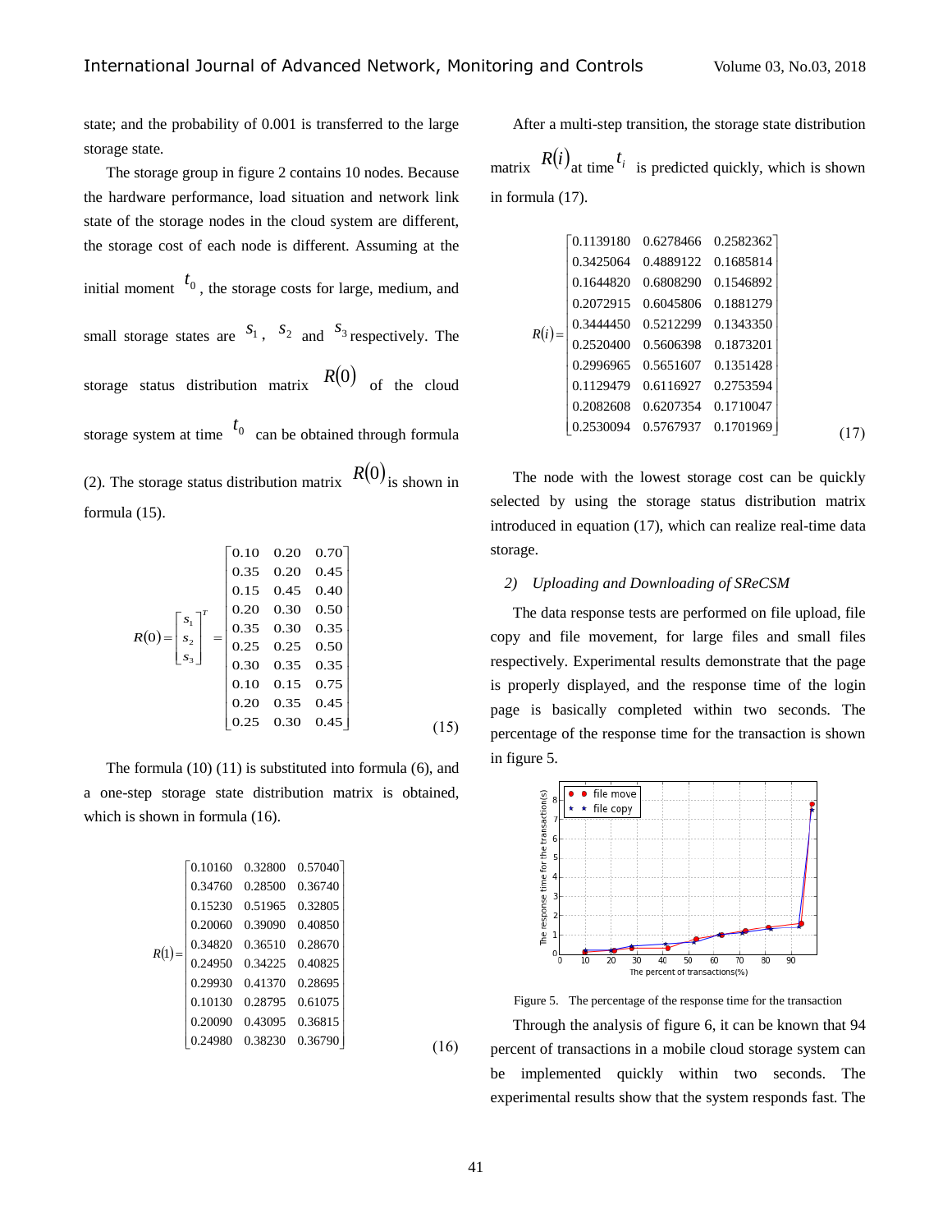state; and the probability of 0.001 is transferred to the large storage state.

The storage group in figure 2 contains 10 nodes. Because the hardware performance, load situation and network link state of the storage nodes in the cloud system are different, the storage cost of each node is different. Assuming at the initial moment $t_0$, the storage costs for large, medium, and small storage states are $s_1$, $s_2$ and $s_3$ respectively. The storage status distribution matrix $R(0)$ of the cloud storage system at time $t_0$ can be obtained through formula (2). The storage status distribution matrix $R(0)$ is shown in formula (15).

$$R(0)=\begin{bmatrix} s_1 \\ s_2 \\ s_3 \end{bmatrix}^T = \begin{bmatrix} 0.10 & 0.20 & 0.70 \\ 0.35 & 0.20 & 0.45 \\ 0.15 & 0.45 & 0.40 \\ 0.20 & 0.30 & 0.50 \\ 0.35 & 0.30 & 0.35 \\ 0.25 & 0.25 & 0.50 \\ 0.30 & 0.35 & 0.35 \\ 0.10 & 0.15 & 0.75 \\ 0.20 & 0.35 & 0.45 \\ 0.25 & 0.30 & 0.45 \end{bmatrix} \tag{15}$$

The formula (10) (11) is substituted into formula (6), and a one-step storage state distribution matrix is obtained, which is shown in formula (16).

$$R(1)=\begin{bmatrix} 0.10160 & 0.32800 & 0.57040 \\ 0.34760 & 0.28500 & 0.36740 \\ 0.15230 & 0.51965 & 0.32805 \\ 0.20060 & 0.39090 & 0.40850 \\ 0.34820 & 0.36510 & 0.28670 \\ 0.24950 & 0.34225 & 0.40825 \\ 0.29930 & 0.41370 & 0.28695 \\ 0.10130 & 0.28795 & 0.61075 \\ 0.20090 & 0.43095 & 0.36815 \\ 0.24980 & 0.38230 & 0.36790 \end{bmatrix} \tag{16}$$

After a multi-step transition, the storage state distribution matrix $R(i)$ at time $t_i$ is predicted quickly, which is shown in formula (17).

$$R(i)=\begin{bmatrix} 0.1139180 & 0.6278466 & 0.2582362 \\ 0.3425064 & 0.4889122 & 0.1685814 \\ 0.1644820 & 0.6808290 & 0.1546892 \\ 0.2072915 & 0.6045806 & 0.1881279 \\ 0.3444450 & 0.5212299 & 0.1343350 \\ 0.2520400 & 0.5606398 & 0.1873201 \\ 0.2996965 & 0.5651607 & 0.1351428 \\ 0.1129479 & 0.6116927 & 0.2753594 \\ 0.2082608 & 0.6207354 & 0.1710047 \\ 0.2530094 & 0.5767937 & 0.1701969 \end{bmatrix} \tag{17}$$

The node with the lowest storage cost can be quickly selected by using the storage status distribution matrix introduced in equation (17), which can realize real-time data storage.

*2) Uploading and Downloading of SReCSM*

The data response tests are performed on file upload, file copy and file movement, for large files and small files respectively. Experimental results demonstrate that the page is properly displayed, and the response time of the login page is basically completed within two seconds. The percentage of the response time for the transaction is shown in figure 5.

Figure 5. The percentage of the response time for the transaction

Through the analysis of figure 6, it can be known that 94 percent of transactions in a mobile cloud storage system can be implemented quickly within two seconds. The experimental results show that the system responds fast. The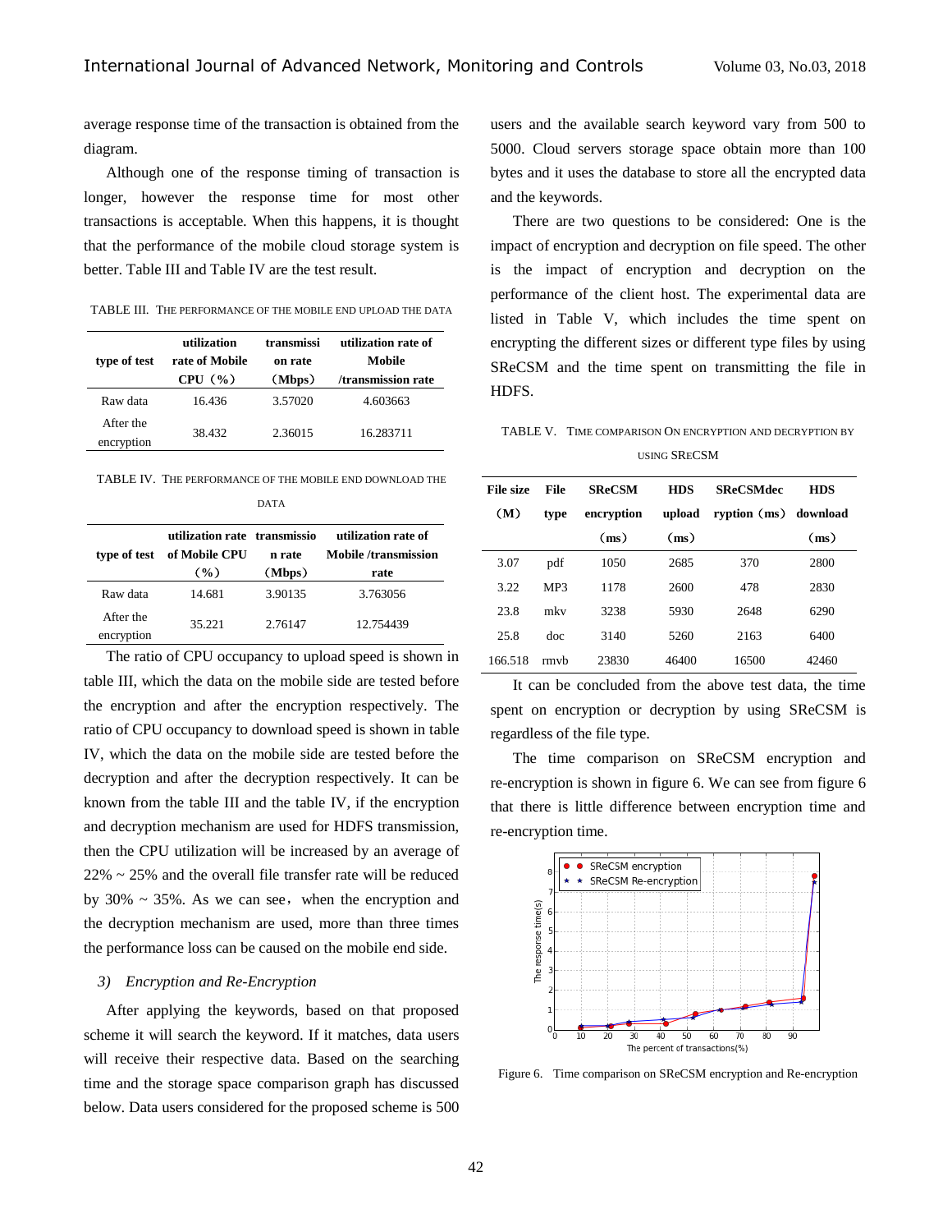average response time of the transaction is obtained from the diagram.

Although one of the response timing of transaction is longer, however the response time for most other transactions is acceptable. When this happens, it is thought that the performance of the mobile cloud storage system is better. Table III and Table IV are the test result.

TABLE III. THE PERFORMANCE OF THE MOBILE END UPLOAD THE DATA

| type of test | utilization rate of Mobile CPU（%） | transmission rate (Mbps) | utilization rate of Mobile /transmission rate |
|---|---|---|---|
| Raw data | 16.436 | 3.57020 | 4.603663 |
| After the encryption | 38.432 | 2.36015 | 16.283711 |

TABLE IV. THE PERFORMANCE OF THE MOBILE END DOWNLOAD THE DATA

| type of test | utilization rate of Mobile CPU（%） | transmission rate (Mbps) | utilization rate of Mobile /transmission rate |
|---|---|---|---|
| Raw data | 14.681 | 3.90135 | 3.763056 |
| After the encryption | 35.221 | 2.76147 | 12.754439 |

The ratio of CPU occupancy to upload speed is shown in table III, which the data on the mobile side are tested before the encryption and after the encryption respectively. The ratio of CPU occupancy to download speed is shown in table IV, which the data on the mobile side are tested before the decryption and after the decryption respectively. It can be known from the table III and the table IV, if the encryption and decryption mechanism are used for HDFS transmission, then the CPU utilization will be increased by an average of 22% ~ 25% and the overall file transfer rate will be reduced by 30% ~ 35%. As we can see，when the encryption and the decryption mechanism are used, more than three times the performance loss can be caused on the mobile end side.

*3) Encryption and Re-Encryption*

After applying the keywords, based on that proposed scheme it will search the keyword. If it matches, data users will receive their respective data. Based on the searching time and the storage space comparison graph has discussed below. Data users considered for the proposed scheme is 500 users and the available search keyword vary from 500 to 5000. Cloud servers storage space obtain more than 100 bytes and it uses the database to store all the encrypted data and the keywords.

There are two questions to be considered: One is the impact of encryption and decryption on file speed. The other is the impact of encryption and decryption on the performance of the client host. The experimental data are listed in Table V, which includes the time spent on encrypting the different sizes or different type files by using SReCSM and the time spent on transmitting the file in HDFS.

TABLE V. TIME COMPARISON ON ENCRYPTION AND DECRYPTION BY USING SRECSM

| File size（M） | File type | SReCSM encryption（ms） | HDS upload（ms） | SReCSMdecryption（ms） | HDS download（ms） |
|---|---|---|---|---|---|
| 3.07 | pdf | 1050 | 2685 | 370 | 2800 |
| 3.22 | MP3 | 1178 | 2600 | 478 | 2830 |
| 23.8 | mkv | 3238 | 5930 | 2648 | 6290 |
| 25.8 | doc | 3140 | 5260 | 2163 | 6400 |
| 166.518 | rmvb | 23830 | 46400 | 16500 | 42460 |

It can be concluded from the above test data, the time spent on encryption or decryption by using SReCSM is regardless of the file type.

The time comparison on SReCSM encryption and re-encryption is shown in figure 6. We can see from figure 6 that there is little difference between encryption time and re-encryption time.

Figure 6. Time comparison on SReCSM encryption and Re-encryption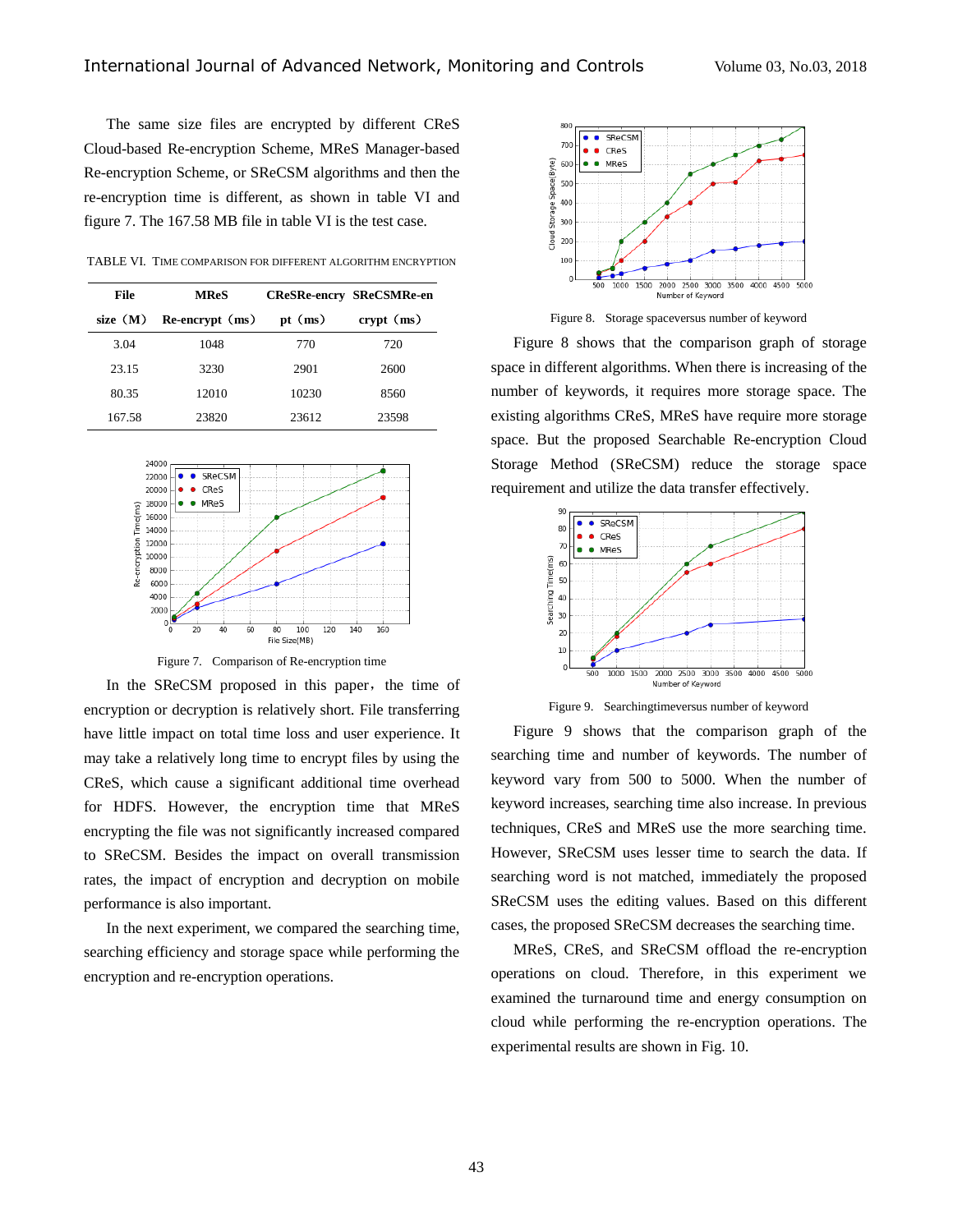The same size files are encrypted by different CReS Cloud-based Re-encryption Scheme, MReS Manager-based Re-encryption Scheme, or SReCSM algorithms and then the re-encryption time is different, as shown in table VI and figure 7. The 167.58 MB file in table VI is the test case.

TABLE VI. TIME COMPARISON FOR DIFFERENT ALGORITHM ENCRYPTION

| File size（M） | MReS Re-encrypt（ms） | CReSRe-encrypt（ms） | SReCSMRe-encrypt（ms） |
|---|---|---|---|
| 3.04 | 1048 | 770 | 720 |
| 23.15 | 3230 | 2901 | 2600 |
| 80.35 | 12010 | 10230 | 8560 |
| 167.58 | 23820 | 23612 | 23598 |

Figure 7. Comparison of Re-encryption time

In the SReCSM proposed in this paper，the time of encryption or decryption is relatively short. File transferring have little impact on total time loss and user experience. It may take a relatively long time to encrypt files by using the CReS, which cause a significant additional time overhead for HDFS. However, the encryption time that MReS encrypting the file was not significantly increased compared to SReCSM. Besides the impact on overall transmission rates, the impact of encryption and decryption on mobile performance is also important.

In the next experiment, we compared the searching time, searching efficiency and storage space while performing the encryption and re-encryption operations.

Figure 8. Storage spaceversus number of keyword

Figure 8 shows that the comparison graph of storage space in different algorithms. When there is increasing of the number of keywords, it requires more storage space. The existing algorithms CReS, MReS have require more storage space. But the proposed Searchable Re-encryption Cloud Storage Method (SReCSM) reduce the storage space requirement and utilize the data transfer effectively.

Figure 9. Searchingtimeversus number of keyword

Figure 9 shows that the comparison graph of the searching time and number of keywords. The number of keyword vary from 500 to 5000. When the number of keyword increases, searching time also increase. In previous techniques, CReS and MReS use the more searching time. However, SReCSM uses lesser time to search the data. If searching word is not matched, immediately the proposed SReCSM uses the editing values. Based on this different cases, the proposed SReCSM decreases the searching time.

MReS, CReS, and SReCSM offload the re-encryption operations on cloud. Therefore, in this experiment we examined the turnaround time and energy consumption on cloud while performing the re-encryption operations. The experimental results are shown in Fig. 10.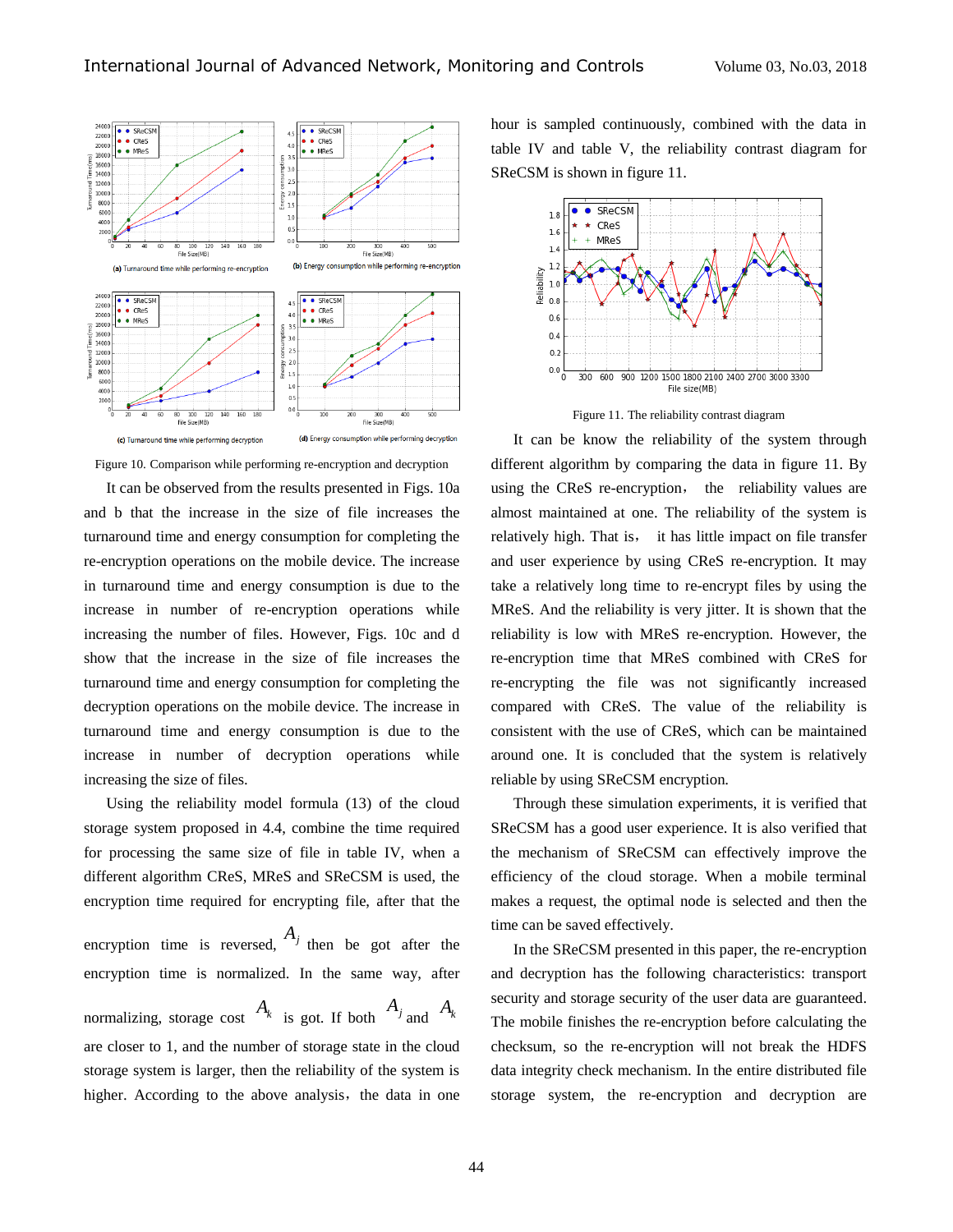(a) Turnaround time while performing re-encryption

(b) Energy consumption while performing re-encryption

(c) Turnaround time while performing decryption

(d) Energy consumption while performing decryption

Figure 10. Comparison while performing re-encryption and decryption

It can be observed from the results presented in Figs. 10a and b that the increase in the size of file increases the turnaround time and energy consumption for completing the re-encryption operations on the mobile device. The increase in turnaround time and energy consumption is due to the increase in number of re-encryption operations while increasing the number of files. However, Figs. 10c and d show that the increase in the size of file increases the turnaround time and energy consumption for completing the decryption operations on the mobile device. The increase in turnaround time and energy consumption is due to the increase in number of decryption operations while increasing the size of files.

Using the reliability model formula (13) of the cloud storage system proposed in 4.4, combine the time required for processing the same size of file in table IV, when a different algorithm CReS, MReS and SReCSM is used, the encryption time required for encrypting file, after that the encryption time is reversed, $A_j$ then be got after the encryption time is normalized. In the same way, after normalizing, storage cost $A_k$ is got. If both $A_j$ and $A_k$ are closer to 1, and the number of storage state in the cloud storage system is larger, then the reliability of the system is higher. According to the above analysis，the data in one hour is sampled continuously, combined with the data in table IV and table V, the reliability contrast diagram for SReCSM is shown in figure 11.

Figure 11. The reliability contrast diagram

It can be know the reliability of the system through different algorithm by comparing the data in figure 11. By using the CReS re-encryption， the reliability values are almost maintained at one. The reliability of the system is relatively high. That is， it has little impact on file transfer and user experience by using CReS re-encryption. It may take a relatively long time to re-encrypt files by using the MReS. And the reliability is very jitter. It is shown that the reliability is low with MReS re-encryption. However, the re-encryption time that MReS combined with CReS for re-encrypting the file was not significantly increased compared with CReS. The value of the reliability is consistent with the use of CReS, which can be maintained around one. It is concluded that the system is relatively reliable by using SReCSM encryption.

Through these simulation experiments, it is verified that SReCSM has a good user experience. It is also verified that the mechanism of SReCSM can effectively improve the efficiency of the cloud storage. When a mobile terminal makes a request, the optimal node is selected and then the time can be saved effectively.

In the SReCSM presented in this paper, the re-encryption and decryption has the following characteristics: transport security and storage security of the user data are guaranteed. The mobile finishes the re-encryption before calculating the checksum, so the re-encryption will not break the HDFS data integrity check mechanism. In the entire distributed file storage system, the re-encryption and decryption are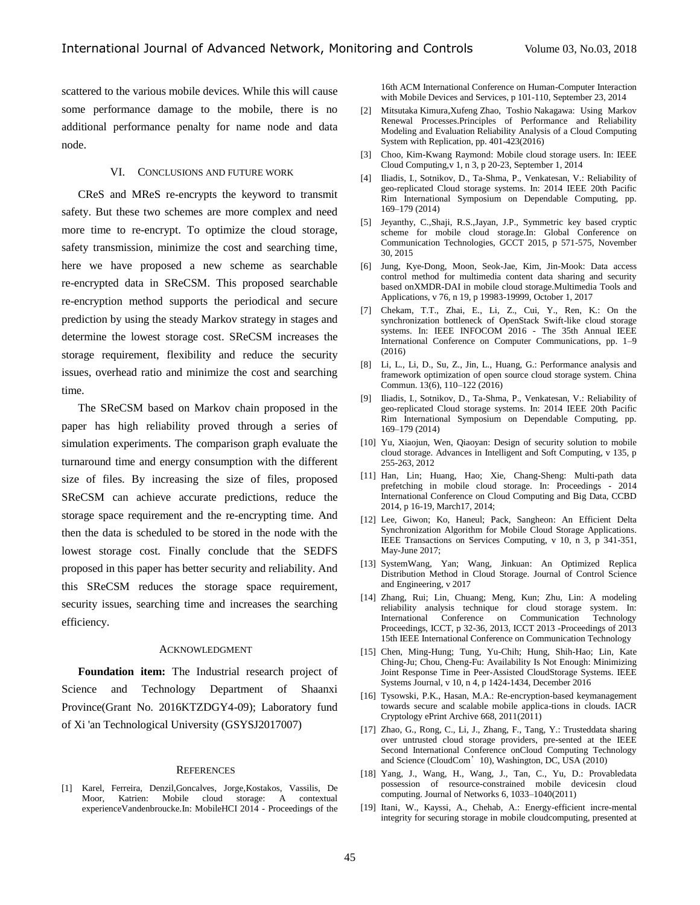scattered to the various mobile devices. While this will cause some performance damage to the mobile, there is no additional performance penalty for name node and data node.

## VI. CONCLUSIONS AND FUTURE WORK

CReS and MReS re-encrypts the keyword to transmit safety. But these two schemes are more complex and need more time to re-encrypt. To optimize the cloud storage, safety transmission, minimize the cost and searching time, here we have proposed a new scheme as searchable re-encrypted data in SReCSM. This proposed searchable re-encryption method supports the periodical and secure prediction by using the steady Markov strategy in stages and determine the lowest storage cost. SReCSM increases the storage requirement, flexibility and reduce the security issues, overhead ratio and minimize the cost and searching time.

The SReCSM based on Markov chain proposed in the paper has high reliability proved through a series of simulation experiments. The comparison graph evaluate the turnaround time and energy consumption with the different size of files. By increasing the size of files, proposed SReCSM can achieve accurate predictions, reduce the storage space requirement and the re-encrypting time. And then the data is scheduled to be stored in the node with the lowest storage cost. Finally conclude that the SEDFS proposed in this paper has better security and reliability. And this SReCSM reduces the storage space requirement, security issues, searching time and increases the searching efficiency.

## ACKNOWLEDGMENT

**Foundation item:** The Industrial research project of Science and Technology Department of Shaanxi Province(Grant No. 2016KTZDGY4-09); Laboratory fund of Xi 'an Technological University (GSYSJ2017007)

## REFERENCES

[1] Karel, Ferreira, Denzil,Goncalves, Jorge,Kostakos, Vassilis, De Moor, Katrien: Mobile cloud storage: A contextual experienceVandenbroucke.In: MobileHCI 2014 - Proceedings of the 16th ACM International Conference on Human-Computer Interaction with Mobile Devices and Services, p 101-110, September 23, 2014

[2] Mitsutaka Kimura,Xufeng Zhao, Toshio Nakagawa: Using Markov Renewal Processes.Principles of Performance and Reliability Modeling and Evaluation Reliability Analysis of a Cloud Computing System with Replication, pp. 401-423(2016)

[3] Choo, Kim-Kwang Raymond: Mobile cloud storage users. In: IEEE Cloud Computing,v 1, n 3, p 20-23, September 1, 2014

[4] Iliadis, I., Sotnikov, D., Ta-Shma, P., Venkatesan, V.: Reliability of geo-replicated Cloud storage systems. In: 2014 IEEE 20th Pacific Rim International Symposium on Dependable Computing, pp. 169–179 (2014)

[5] Jeyanthy, C.,Shaji, R.S.,Jayan, J.P., Symmetric key based cryptic scheme for mobile cloud storage.In: Global Conference on Communication Technologies, GCCT 2015, p 571-575, November 30, 2015

[6] Jung, Kye-Dong, Moon, Seok-Jae, Kim, Jin-Mook: Data access control method for multimedia content data sharing and security based onXMDR-DAI in mobile cloud storage.Multimedia Tools and Applications, v 76, n 19, p 19983-19999, October 1, 2017

[7] Chekam, T.T., Zhai, E., Li, Z., Cui, Y., Ren, K.: On the synchronization bottleneck of OpenStack Swift-like cloud storage systems. In: IEEE INFOCOM 2016 - The 35th Annual IEEE International Conference on Computer Communications, pp. 1–9 (2016)

[8] Li, L., Li, D., Su, Z., Jin, L., Huang, G.: Performance analysis and framework optimization of open source cloud storage system. China Commun. 13(6), 110–122 (2016)

[9] Iliadis, I., Sotnikov, D., Ta-Shma, P., Venkatesan, V.: Reliability of geo-replicated Cloud storage systems. In: 2014 IEEE 20th Pacific Rim International Symposium on Dependable Computing, pp. 169–179 (2014)

[10] Yu, Xiaojun, Wen, Qiaoyan: Design of security solution to mobile cloud storage. Advances in Intelligent and Soft Computing, v 135, p 255-263, 2012

[11] Han, Lin; Huang, Hao; Xie, Chang-Sheng: Multi-path data prefetching in mobile cloud storage. In: Proceedings - 2014 International Conference on Cloud Computing and Big Data, CCBD 2014, p 16-19, March17, 2014;

[12] Lee, Giwon; Ko, Haneul; Pack, Sangheon: An Efficient Delta Synchronization Algorithm for Mobile Cloud Storage Applications. IEEE Transactions on Services Computing, v 10, n 3, p 341-351, May-June 2017;

[13] SystemWang, Yan; Wang, Jinkuan: An Optimized Replica Distribution Method in Cloud Storage. Journal of Control Science and Engineering, v 2017

[14] Zhang, Rui; Lin, Chuang; Meng, Kun; Zhu, Lin: A modeling reliability analysis technique for cloud storage system. In: International Conference on Communication Technology Proceedings, ICCT, p 32-36, 2013, ICCT 2013 -Proceedings of 2013 15th IEEE International Conference on Communication Technology

[15] Chen, Ming-Hung; Tung, Yu-Chih; Hung, Shih-Hao; Lin, Kate Ching-Ju; Chou, Cheng-Fu: Availability Is Not Enough: Minimizing Joint Response Time in Peer-Assisted CloudStorage Systems. IEEE Systems Journal, v 10, n 4, p 1424-1434, December 2016

[16] Tysowski, P.K., Hasan, M.A.: Re-encryption-based keymanagement towards secure and scalable mobile applica-tions in clouds. IACR Cryptology ePrint Archive 668, 2011(2011)

[17] Zhao, G., Rong, C., Li, J., Zhang, F., Tang, Y.: Trusteddata sharing over untrusted cloud storage providers, pre-sented at the IEEE Second International Conference onCloud Computing Technology and Science (CloudCom' 10), Washington, DC, USA (2010)

[18] Yang, J., Wang, H., Wang, J., Tan, C., Yu, D.: Provabledata possession of resource-constrained mobile devicesin cloud computing. Journal of Networks 6, 1033–1040(2011)

[19] Itani, W., Kayssi, A., Chehab, A.: Energy-efficient incre-mental integrity for securing storage in mobile cloudcomputing, presented at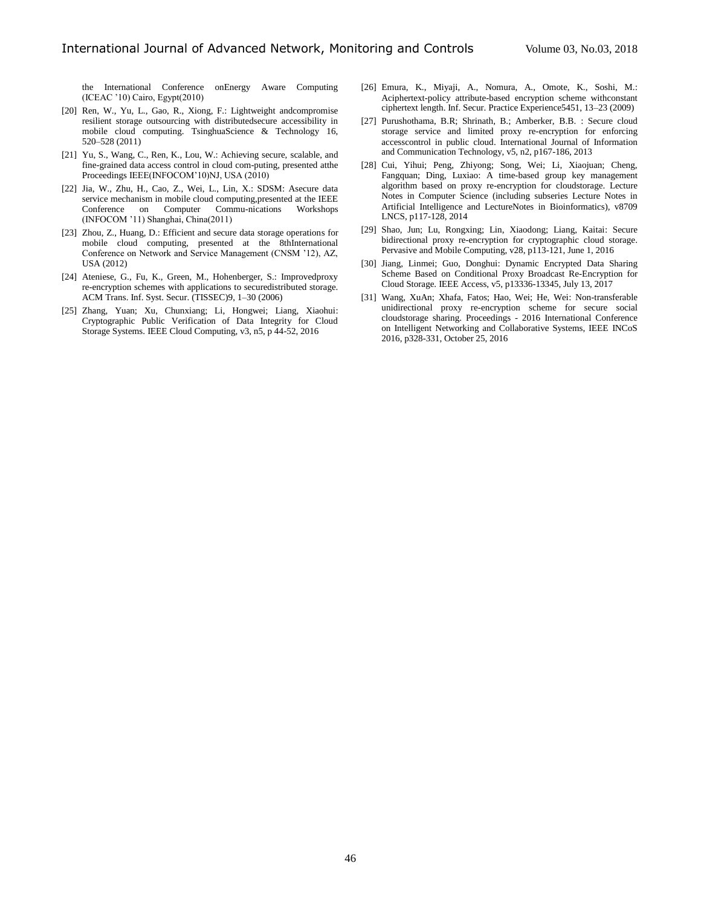the International Conference onEnergy Aware Computing (ICEAC '10) Cairo, Egypt(2010)

[20] Ren, W., Yu, L., Gao, R., Xiong, F.: Lightweight andcompromise resilient storage outsourcing with distributedsecure accessibility in mobile cloud computing. TsinghuaScience & Technology 16, 520–528 (2011)

[21] Yu, S., Wang, C., Ren, K., Lou, W.: Achieving secure, scalable, and fine-grained data access control in cloud com-puting, presented atthe Proceedings IEEE(INFOCOM'10)NJ, USA (2010)

[22] Jia, W., Zhu, H., Cao, Z., Wei, L., Lin, X.: SDSM: Asecure data service mechanism in mobile cloud computing,presented at the IEEE Conference on Computer Commu-nications Workshops (INFOCOM '11) Shanghai, China(2011)

[23] Zhou, Z., Huang, D.: Efficient and secure data storage operations for mobile cloud computing, presented at the 8thInternational Conference on Network and Service Management (CNSM '12), AZ, USA (2012)

[24] Ateniese, G., Fu, K., Green, M., Hohenberger, S.: Improvedproxy re-encryption schemes with applications to securedistributed storage. ACM Trans. Inf. Syst. Secur. (TISSEC)9, 1–30 (2006)

[25] Zhang, Yuan; Xu, Chunxiang; Li, Hongwei; Liang, Xiaohui: Cryptographic Public Verification of Data Integrity for Cloud Storage Systems. IEEE Cloud Computing, v3, n5, p 44-52, 2016

[26] Emura, K., Miyaji, A., Nomura, A., Omote, K., Soshi, M.: Aciphertext-policy attribute-based encryption scheme withconstant ciphertext length. Inf. Secur. Practice Experience5451, 13–23 (2009)

[27] Purushothama, B.R; Shrinath, B.; Amberker, B.B. : Secure cloud storage service and limited proxy re-encryption for enforcing accesscontrol in public cloud. International Journal of Information and Communication Technology, v5, n2, p167-186, 2013

[28] Cui, Yihui; Peng, Zhiyong; Song, Wei; Li, Xiaojuan; Cheng, Fangquan; Ding, Luxiao: A time-based group key management algorithm based on proxy re-encryption for cloudstorage. Lecture Notes in Computer Science (including subseries Lecture Notes in Artificial Intelligence and LectureNotes in Bioinformatics), v8709 LNCS, p117-128, 2014

[29] Shao, Jun; Lu, Rongxing; Lin, Xiaodong; Liang, Kaitai: Secure bidirectional proxy re-encryption for cryptographic cloud storage. Pervasive and Mobile Computing, v28, p113-121, June 1, 2016

[30] Jiang, Linmei; Guo, Donghui: Dynamic Encrypted Data Sharing Scheme Based on Conditional Proxy Broadcast Re-Encryption for Cloud Storage. IEEE Access, v5, p13336-13345, July 13, 2017

[31] Wang, XuAn; Xhafa, Fatos; Hao, Wei; He, Wei: Non-transferable unidirectional proxy re-encryption scheme for secure social cloudstorage sharing. Proceedings - 2016 International Conference on Intelligent Networking and Collaborative Systems, IEEE INCoS 2016, p328-331, October 25, 2016